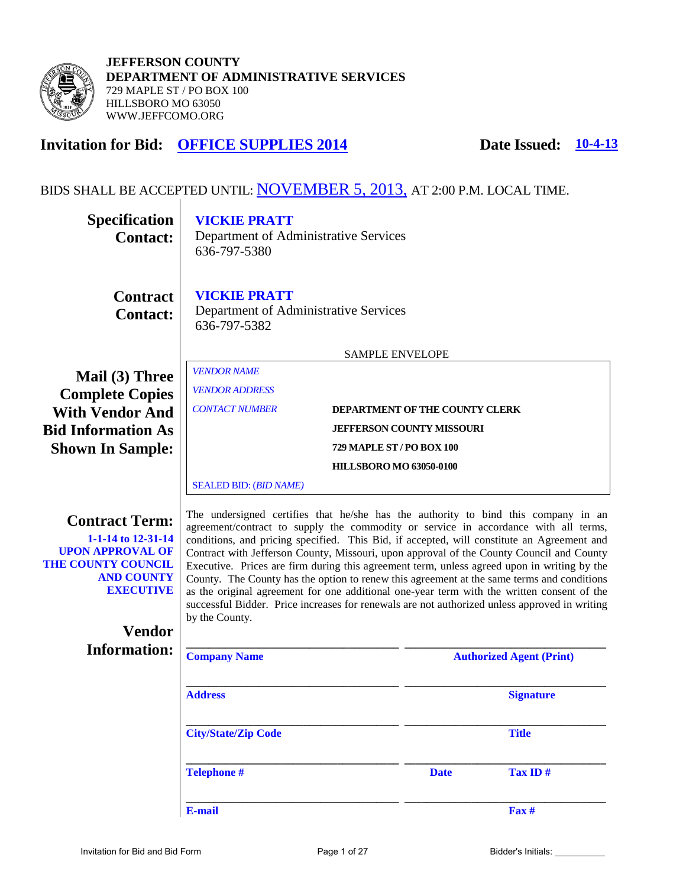**JEFFERSON COUNTY**
**DEPARTMENT OF ADMINISTRATIVE SERVICES**
729 MAPLE ST / PO BOX 100
HILLSBORO MO 63050
WWW.JEFFCOMO.ORG

# Invitation for Bid: OFFICE SUPPLIES 2014 — Date Issued: 10-4-13

BIDS SHALL BE ACCEPTED UNTIL: NOVEMBER 5, 2013, AT 2:00 P.M. LOCAL TIME.

**Specification Contact:**
**VICKIE PRATT**
Department of Administrative Services
636-797-5380

**Contract Contact:**
**VICKIE PRATT**
Department of Administrative Services
636-797-5382

**Mail (3) Three Complete Copies With Vendor And Bid Information As Shown In Sample:**

SAMPLE ENVELOPE

*VENDOR NAME*
*VENDOR ADDRESS*
*CONTACT NUMBER*

**DEPARTMENT OF THE COUNTY CLERK**
**JEFFERSON COUNTY MISSOURI**
**729 MAPLE ST / PO BOX 100**
**HILLSBORO MO 63050-0100**

SEALED BID: (*BID NAME*)

**Contract Term:**
**1-1-14 to 12-31-14 UPON APPROVAL OF THE COUNTY COUNCIL AND COUNTY EXECUTIVE**

The undersigned certifies that he/she has the authority to bind this company in an agreement/contract to supply the commodity or service in accordance with all terms, conditions, and pricing specified. This Bid, if accepted, will constitute an Agreement and Contract with Jefferson County, Missouri, upon approval of the County Council and County Executive. Prices are firm during this agreement term, unless agreed upon in writing by the County. The County has the option to renew this agreement at the same terms and conditions as the original agreement for one additional one-year term with the written consent of the successful Bidder. Price increases for renewals are not authorized unless approved in writing by the County.

**Vendor Information:**

| | |
|---|---|
| \_\_\_\_\_\_\_\_\_\_\_\_\_\_\_\_\_\_\_\_ | \_\_\_\_\_\_\_\_\_\_\_\_\_\_\_\_\_\_\_\_ |
| **Company Name** | **Authorized Agent (Print)** |
| \_\_\_\_\_\_\_\_\_\_\_\_\_\_\_\_\_\_\_\_ | \_\_\_\_\_\_\_\_\_\_\_\_\_\_\_\_\_\_\_\_ |
| **Address** | **Signature** |
| \_\_\_\_\_\_\_\_\_\_\_\_\_\_\_\_\_\_\_\_ | \_\_\_\_\_\_\_\_\_\_\_\_\_\_\_\_\_\_\_\_ |
| **City/State/Zip Code** | **Title** |
| \_\_\_\_\_\_\_\_\_\_\_\_\_\_\_\_\_\_\_\_ | \_\_\_\_\_\_\_\_\_\_\_\_\_\_\_\_\_\_\_\_ |
| **Telephone #** | **Date** **Tax ID #** |
| \_\_\_\_\_\_\_\_\_\_\_\_\_\_\_\_\_\_\_\_ | \_\_\_\_\_\_\_\_\_\_\_\_\_\_\_\_\_\_\_\_ |
| **E-mail** | **Fax #** |

Invitation for Bid and Bid Form

Bidder's Initials: \_\_\_\_\_\_\_\_\_\_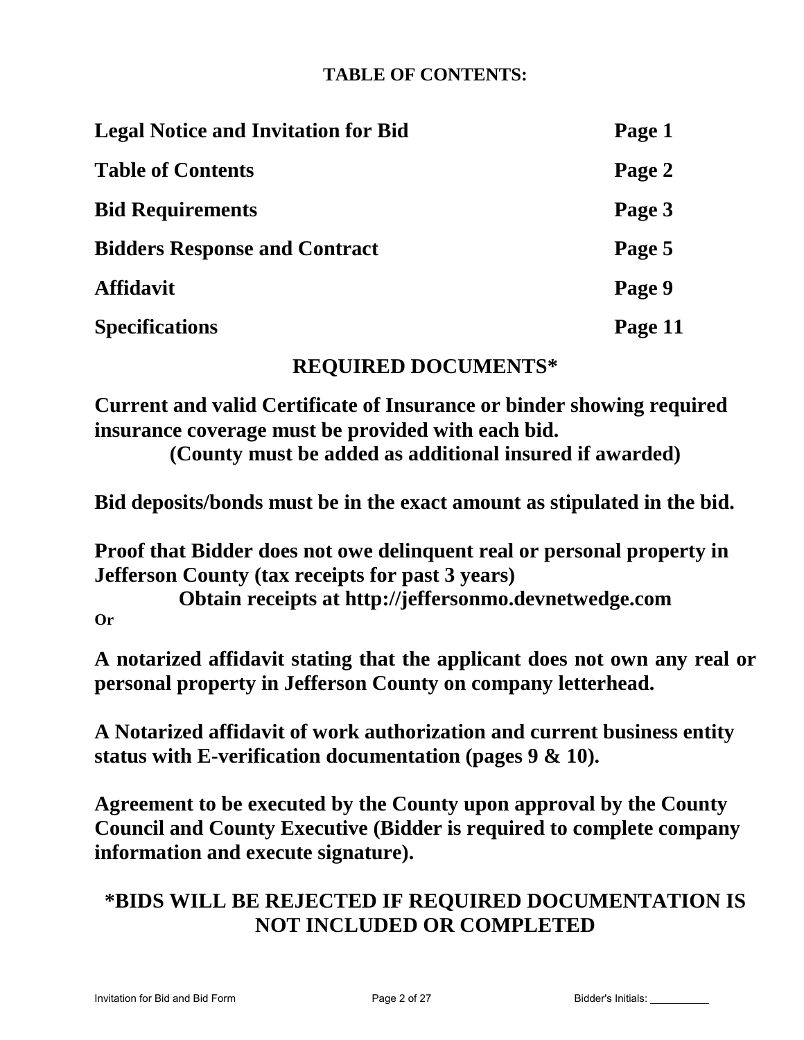## TABLE OF CONTENTS:

| | |
|---|---|
| **Legal Notice and Invitation for Bid** | **Page 1** |
| **Table of Contents** | **Page 2** |
| **Bid Requirements** | **Page 3** |
| **Bidders Response and Contract** | **Page 5** |
| **Affidavit** | **Page 9** |
| **Specifications** | **Page 11** |

## REQUIRED DOCUMENTS*

**Current and valid Certificate of Insurance or binder showing required insurance coverage must be provided with each bid.**
**(County must be added as additional insured if awarded)**

**Bid deposits/bonds must be in the exact amount as stipulated in the bid.**

**Proof that Bidder does not owe delinquent real or personal property in Jefferson County (tax receipts for past 3 years)**
**Obtain receipts at http://jeffersonmo.devnetwedge.com**

**Or**

**A notarized affidavit stating that the applicant does not own any real or personal property in Jefferson County on company letterhead.**

**A Notarized affidavit of work authorization and current business entity status with E-verification documentation (pages 9 & 10).**

**Agreement to be executed by the County upon approval by the County Council and County Executive (Bidder is required to complete company information and execute signature).**

## *BIDS WILL BE REJECTED IF REQUIRED DOCUMENTATION IS NOT INCLUDED OR COMPLETED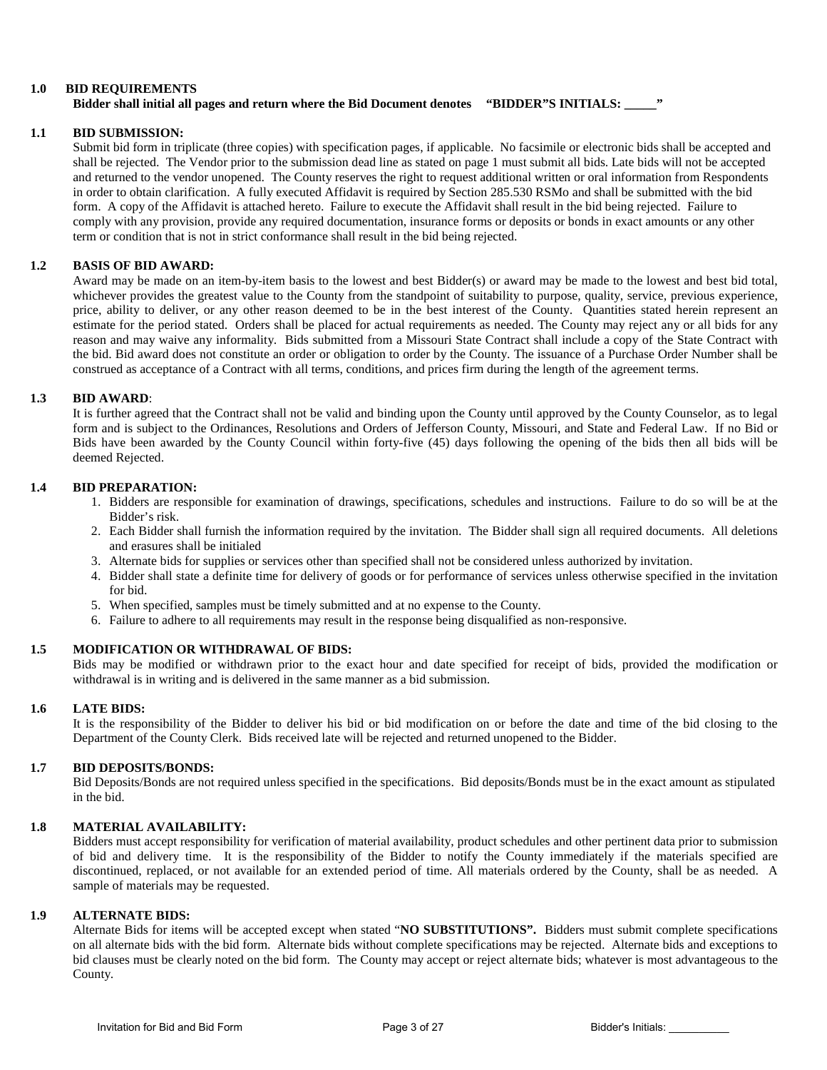## 1.0 BID REQUIREMENTS

**Bidder shall initial all pages and return where the Bid Document denotes "BIDDER"S INITIALS: _____"**

### 1.1 BID SUBMISSION:

Submit bid form in triplicate (three copies) with specification pages, if applicable. No facsimile or electronic bids shall be accepted and shall be rejected. The Vendor prior to the submission dead line as stated on page 1 must submit all bids. Late bids will not be accepted and returned to the vendor unopened. The County reserves the right to request additional written or oral information from Respondents in order to obtain clarification. A fully executed Affidavit is required by Section 285.530 RSMo and shall be submitted with the bid form. A copy of the Affidavit is attached hereto. Failure to execute the Affidavit shall result in the bid being rejected. Failure to comply with any provision, provide any required documentation, insurance forms or deposits or bonds in exact amounts or any other term or condition that is not in strict conformance shall result in the bid being rejected.

### 1.2 BASIS OF BID AWARD:

Award may be made on an item-by-item basis to the lowest and best Bidder(s) or award may be made to the lowest and best bid total, whichever provides the greatest value to the County from the standpoint of suitability to purpose, quality, service, previous experience, price, ability to deliver, or any other reason deemed to be in the best interest of the County. Quantities stated herein represent an estimate for the period stated. Orders shall be placed for actual requirements as needed. The County may reject any or all bids for any reason and may waive any informality. Bids submitted from a Missouri State Contract shall include a copy of the State Contract with the bid. Bid award does not constitute an order or obligation to order by the County. The issuance of a Purchase Order Number shall be construed as acceptance of a Contract with all terms, conditions, and prices firm during the length of the agreement terms.

### 1.3 BID AWARD:

It is further agreed that the Contract shall not be valid and binding upon the County until approved by the County Counselor, as to legal form and is subject to the Ordinances, Resolutions and Orders of Jefferson County, Missouri, and State and Federal Law. If no Bid or Bids have been awarded by the County Council within forty-five (45) days following the opening of the bids then all bids will be deemed Rejected.

### 1.4 BID PREPARATION:

1. Bidders are responsible for examination of drawings, specifications, schedules and instructions. Failure to do so will be at the Bidder's risk.
2. Each Bidder shall furnish the information required by the invitation. The Bidder shall sign all required documents. All deletions and erasures shall be initialed
3. Alternate bids for supplies or services other than specified shall not be considered unless authorized by invitation.
4. Bidder shall state a definite time for delivery of goods or for performance of services unless otherwise specified in the invitation for bid.
5. When specified, samples must be timely submitted and at no expense to the County.
6. Failure to adhere to all requirements may result in the response being disqualified as non-responsive.

### 1.5 MODIFICATION OR WITHDRAWAL OF BIDS:

Bids may be modified or withdrawn prior to the exact hour and date specified for receipt of bids, provided the modification or withdrawal is in writing and is delivered in the same manner as a bid submission.

### 1.6 LATE BIDS:

It is the responsibility of the Bidder to deliver his bid or bid modification on or before the date and time of the bid closing to the Department of the County Clerk. Bids received late will be rejected and returned unopened to the Bidder.

### 1.7 BID DEPOSITS/BONDS:

Bid Deposits/Bonds are not required unless specified in the specifications. Bid deposits/Bonds must be in the exact amount as stipulated in the bid.

### 1.8 MATERIAL AVAILABILITY:

Bidders must accept responsibility for verification of material availability, product schedules and other pertinent data prior to submission of bid and delivery time. It is the responsibility of the Bidder to notify the County immediately if the materials specified are discontinued, replaced, or not available for an extended period of time. All materials ordered by the County, shall be as needed. A sample of materials may be requested.

### 1.9 ALTERNATE BIDS:

Alternate Bids for items will be accepted except when stated "**NO SUBSTITUTIONS".** Bidders must submit complete specifications on all alternate bids with the bid form. Alternate bids without complete specifications may be rejected. Alternate bids and exceptions to bid clauses must be clearly noted on the bid form. The County may accept or reject alternate bids; whatever is most advantageous to the County.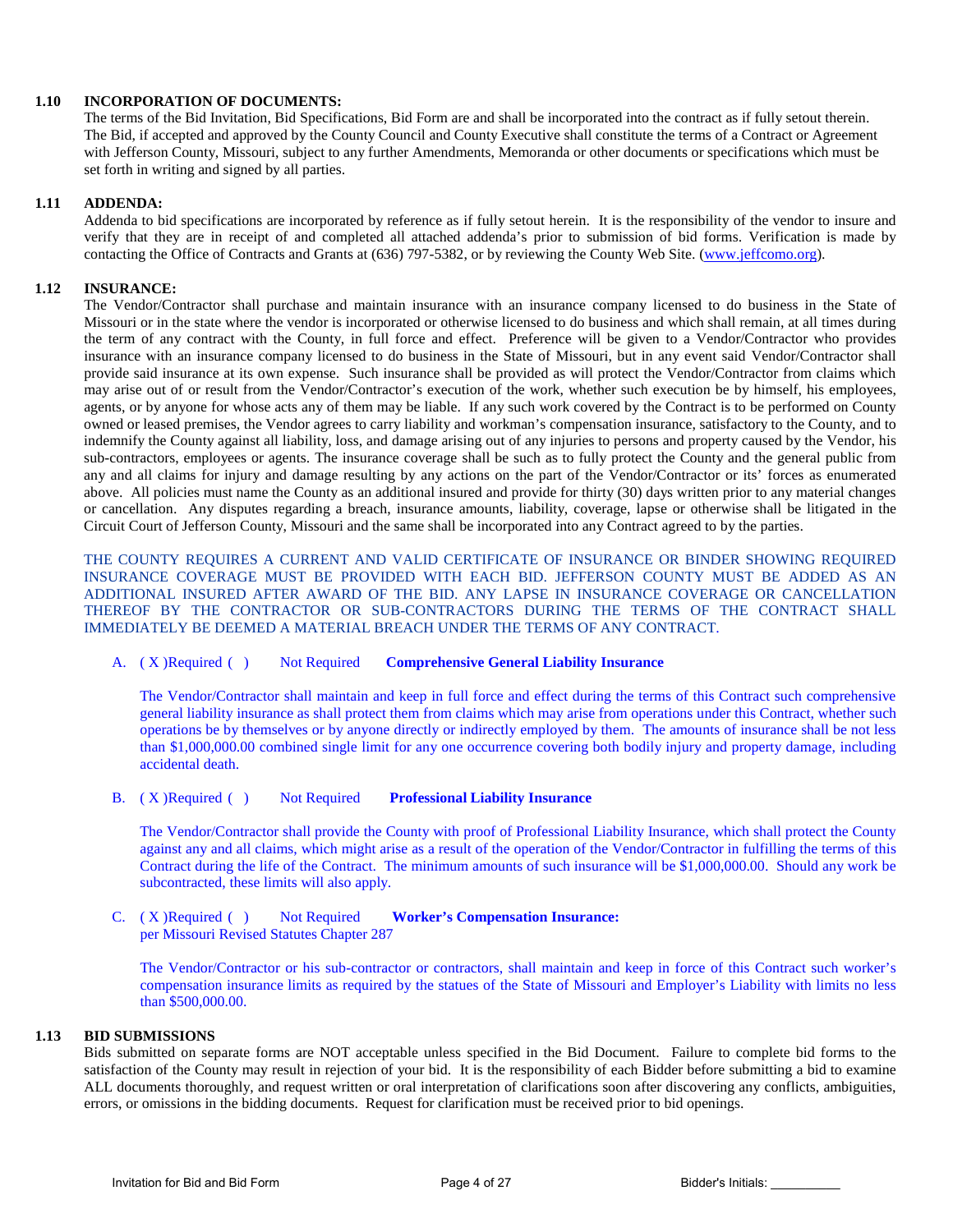**1.10 INCORPORATION OF DOCUMENTS:**

The terms of the Bid Invitation, Bid Specifications, Bid Form are and shall be incorporated into the contract as if fully setout therein. The Bid, if accepted and approved by the County Council and County Executive shall constitute the terms of a Contract or Agreement with Jefferson County, Missouri, subject to any further Amendments, Memoranda or other documents or specifications which must be set forth in writing and signed by all parties.

**1.11 ADDENDA:**

Addenda to bid specifications are incorporated by reference as if fully setout herein. It is the responsibility of the vendor to insure and verify that they are in receipt of and completed all attached addenda's prior to submission of bid forms. Verification is made by contacting the Office of Contracts and Grants at (636) 797-5382, or by reviewing the County Web Site. (www.jeffcomo.org).

**1.12 INSURANCE:**

The Vendor/Contractor shall purchase and maintain insurance with an insurance company licensed to do business in the State of Missouri or in the state where the vendor is incorporated or otherwise licensed to do business and which shall remain, at all times during the term of any contract with the County, in full force and effect. Preference will be given to a Vendor/Contractor who provides insurance with an insurance company licensed to do business in the State of Missouri, but in any event said Vendor/Contractor shall provide said insurance at its own expense. Such insurance shall be provided as will protect the Vendor/Contractor from claims which may arise out of or result from the Vendor/Contractor's execution of the work, whether such execution be by himself, his employees, agents, or by anyone for whose acts any of them may be liable. If any such work covered by the Contract is to be performed on County owned or leased premises, the Vendor agrees to carry liability and workman's compensation insurance, satisfactory to the County, and to indemnify the County against all liability, loss, and damage arising out of any injuries to persons and property caused by the Vendor, his sub-contractors, employees or agents. The insurance coverage shall be such as to fully protect the County and the general public from any and all claims for injury and damage resulting by any actions on the part of the Vendor/Contractor or its' forces as enumerated above. All policies must name the County as an additional insured and provide for thirty (30) days written prior to any material changes or cancellation. Any disputes regarding a breach, insurance amounts, liability, coverage, lapse or otherwise shall be litigated in the Circuit Court of Jefferson County, Missouri and the same shall be incorporated into any Contract agreed to by the parties.

THE COUNTY REQUIRES A CURRENT AND VALID CERTIFICATE OF INSURANCE OR BINDER SHOWING REQUIRED INSURANCE COVERAGE MUST BE PROVIDED WITH EACH BID. JEFFERSON COUNTY MUST BE ADDED AS AN ADDITIONAL INSURED AFTER AWARD OF THE BID. ANY LAPSE IN INSURANCE COVERAGE OR CANCELLATION THEREOF BY THE CONTRACTOR OR SUB-CONTRACTORS DURING THE TERMS OF THE CONTRACT SHALL IMMEDIATELY BE DEEMED A MATERIAL BREACH UNDER THE TERMS OF ANY CONTRACT.

A. ( X )Required ( ) Not Required **Comprehensive General Liability Insurance**

The Vendor/Contractor shall maintain and keep in full force and effect during the terms of this Contract such comprehensive general liability insurance as shall protect them from claims which may arise from operations under this Contract, whether such operations be by themselves or by anyone directly or indirectly employed by them. The amounts of insurance shall be not less than $1,000,000.00 combined single limit for any one occurrence covering both bodily injury and property damage, including accidental death.

B. ( X )Required ( ) Not Required **Professional Liability Insurance**

The Vendor/Contractor shall provide the County with proof of Professional Liability Insurance, which shall protect the County against any and all claims, which might arise as a result of the operation of the Vendor/Contractor in fulfilling the terms of this Contract during the life of the Contract. The minimum amounts of such insurance will be $1,000,000.00. Should any work be subcontracted, these limits will also apply.

C. ( X )Required ( ) Not Required **Worker's Compensation Insurance:**
per Missouri Revised Statutes Chapter 287

The Vendor/Contractor or his sub-contractor or contractors, shall maintain and keep in force of this Contract such worker's compensation insurance limits as required by the statues of the State of Missouri and Employer's Liability with limits no less than $500,000.00.

**1.13 BID SUBMISSIONS**

Bids submitted on separate forms are NOT acceptable unless specified in the Bid Document. Failure to complete bid forms to the satisfaction of the County may result in rejection of your bid. It is the responsibility of each Bidder before submitting a bid to examine ALL documents thoroughly, and request written or oral interpretation of clarifications soon after discovering any conflicts, ambiguities, errors, or omissions in the bidding documents. Request for clarification must be received prior to bid openings.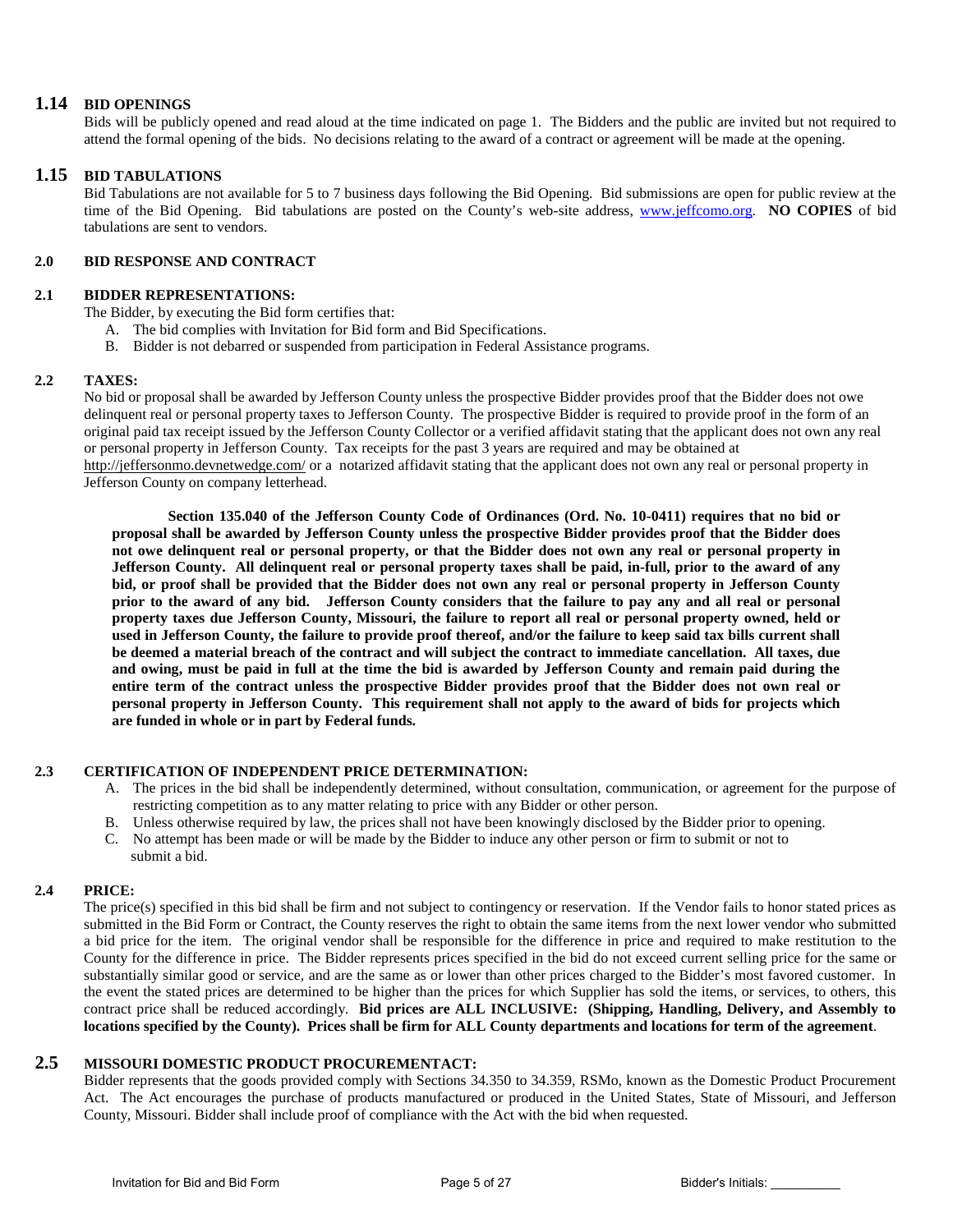## 1.14 BID OPENINGS

Bids will be publicly opened and read aloud at the time indicated on page 1. The Bidders and the public are invited but not required to attend the formal opening of the bids. No decisions relating to the award of a contract or agreement will be made at the opening.

## 1.15 BID TABULATIONS

Bid Tabulations are not available for 5 to 7 business days following the Bid Opening. Bid submissions are open for public review at the time of the Bid Opening. Bid tabulations are posted on the County's web-site address, www.jeffcomo.org. **NO COPIES** of bid tabulations are sent to vendors.

### 2.0 BID RESPONSE AND CONTRACT

### 2.1 BIDDER REPRESENTATIONS:

The Bidder, by executing the Bid form certifies that:

A. The bid complies with Invitation for Bid form and Bid Specifications.
B. Bidder is not debarred or suspended from participation in Federal Assistance programs.

### 2.2 TAXES:

No bid or proposal shall be awarded by Jefferson County unless the prospective Bidder provides proof that the Bidder does not owe delinquent real or personal property taxes to Jefferson County. The prospective Bidder is required to provide proof in the form of an original paid tax receipt issued by the Jefferson County Collector or a verified affidavit stating that the applicant does not own any real or personal property in Jefferson County. Tax receipts for the past 3 years are required and may be obtained at http://jeffersonmo.devnetwedge.com/ or a notarized affidavit stating that the applicant does not own any real or personal property in Jefferson County on company letterhead.

**Section 135.040 of the Jefferson County Code of Ordinances (Ord. No. 10-0411) requires that no bid or proposal shall be awarded by Jefferson County unless the prospective Bidder provides proof that the Bidder does not owe delinquent real or personal property, or that the Bidder does not own any real or personal property in Jefferson County. All delinquent real or personal property taxes shall be paid, in-full, prior to the award of any bid, or proof shall be provided that the Bidder does not own any real or personal property in Jefferson County prior to the award of any bid. Jefferson County considers that the failure to pay any and all real or personal property taxes due Jefferson County, Missouri, the failure to report all real or personal property owned, held or used in Jefferson County, the failure to provide proof thereof, and/or the failure to keep said tax bills current shall be deemed a material breach of the contract and will subject the contract to immediate cancellation. All taxes, due and owing, must be paid in full at the time the bid is awarded by Jefferson County and remain paid during the entire term of the contract unless the prospective Bidder provides proof that the Bidder does not own real or personal property in Jefferson County. This requirement shall not apply to the award of bids for projects which are funded in whole or in part by Federal funds.**

### 2.3 CERTIFICATION OF INDEPENDENT PRICE DETERMINATION:

A. The prices in the bid shall be independently determined, without consultation, communication, or agreement for the purpose of restricting competition as to any matter relating to price with any Bidder or other person.
B. Unless otherwise required by law, the prices shall not have been knowingly disclosed by the Bidder prior to opening.
C. No attempt has been made or will be made by the Bidder to induce any other person or firm to submit or not to submit a bid.

### 2.4 PRICE:

The price(s) specified in this bid shall be firm and not subject to contingency or reservation. If the Vendor fails to honor stated prices as submitted in the Bid Form or Contract, the County reserves the right to obtain the same items from the next lower vendor who submitted a bid price for the item. The original vendor shall be responsible for the difference in price and required to make restitution to the County for the difference in price. The Bidder represents prices specified in the bid do not exceed current selling price for the same or substantially similar good or service, and are the same as or lower than other prices charged to the Bidder's most favored customer. In the event the stated prices are determined to be higher than the prices for which Supplier has sold the items, or services, to others, this contract price shall be reduced accordingly. **Bid prices are ALL INCLUSIVE: (Shipping, Handling, Delivery, and Assembly to locations specified by the County). Prices shall be firm for ALL County departments and locations for term of the agreement**.

## 2.5 MISSOURI DOMESTIC PRODUCT PROCUREMENTACT:

Bidder represents that the goods provided comply with Sections 34.350 to 34.359, RSMo, known as the Domestic Product Procurement Act. The Act encourages the purchase of products manufactured or produced in the United States, State of Missouri, and Jefferson County, Missouri. Bidder shall include proof of compliance with the Act with the bid when requested.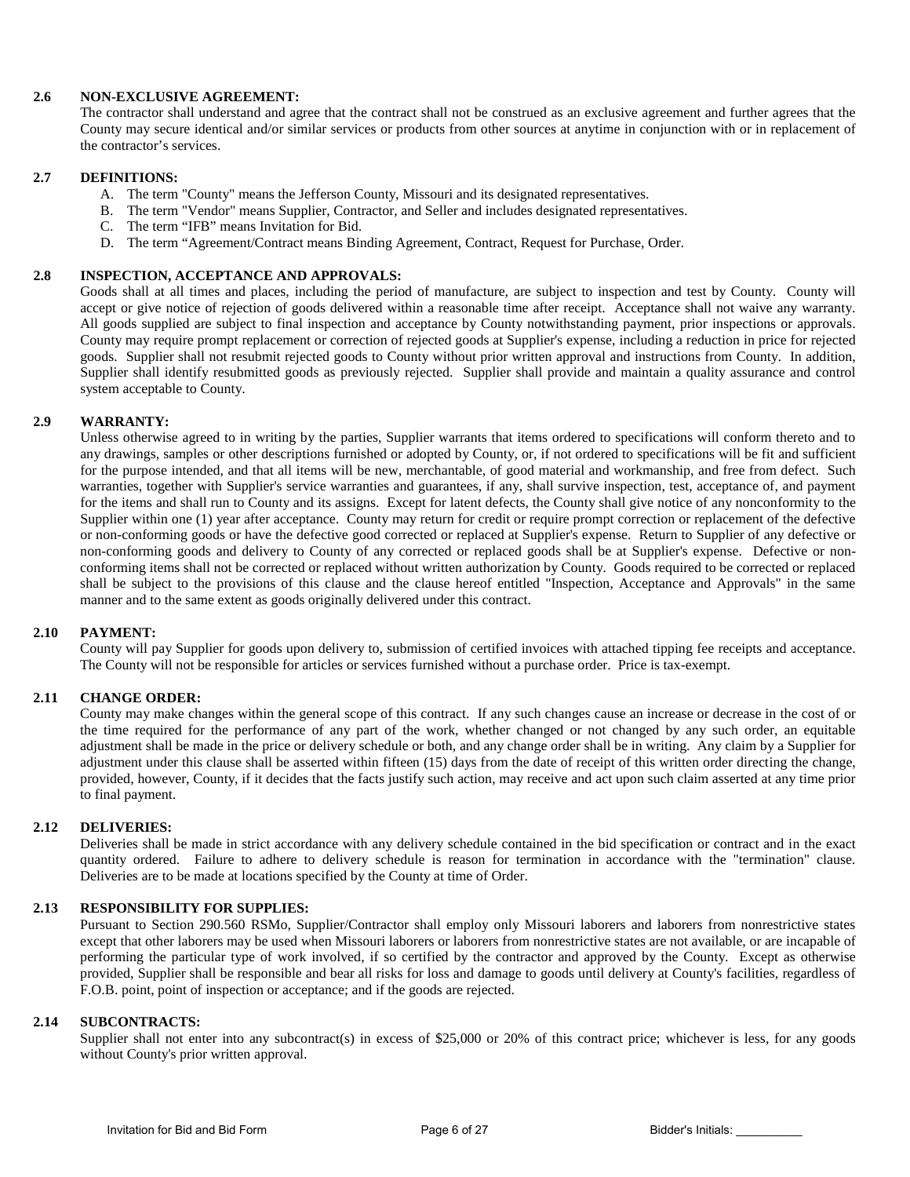**2.6 NON-EXCLUSIVE AGREEMENT:**

The contractor shall understand and agree that the contract shall not be construed as an exclusive agreement and further agrees that the County may secure identical and/or similar services or products from other sources at anytime in conjunction with or in replacement of the contractor's services.

**2.7 DEFINITIONS:**

A. The term "County" means the Jefferson County, Missouri and its designated representatives.
B. The term "Vendor" means Supplier, Contractor, and Seller and includes designated representatives.
C. The term "IFB" means Invitation for Bid.
D. The term "Agreement/Contract means Binding Agreement, Contract, Request for Purchase, Order.

**2.8 INSPECTION, ACCEPTANCE AND APPROVALS:**

Goods shall at all times and places, including the period of manufacture, are subject to inspection and test by County. County will accept or give notice of rejection of goods delivered within a reasonable time after receipt. Acceptance shall not waive any warranty. All goods supplied are subject to final inspection and acceptance by County notwithstanding payment, prior inspections or approvals. County may require prompt replacement or correction of rejected goods at Supplier's expense, including a reduction in price for rejected goods. Supplier shall not resubmit rejected goods to County without prior written approval and instructions from County. In addition, Supplier shall identify resubmitted goods as previously rejected. Supplier shall provide and maintain a quality assurance and control system acceptable to County.

**2.9 WARRANTY:**

Unless otherwise agreed to in writing by the parties, Supplier warrants that items ordered to specifications will conform thereto and to any drawings, samples or other descriptions furnished or adopted by County, or, if not ordered to specifications will be fit and sufficient for the purpose intended, and that all items will be new, merchantable, of good material and workmanship, and free from defect. Such warranties, together with Supplier's service warranties and guarantees, if any, shall survive inspection, test, acceptance of, and payment for the items and shall run to County and its assigns. Except for latent defects, the County shall give notice of any nonconformity to the Supplier within one (1) year after acceptance. County may return for credit or require prompt correction or replacement of the defective or non-conforming goods or have the defective good corrected or replaced at Supplier's expense. Return to Supplier of any defective or non-conforming goods and delivery to County of any corrected or replaced goods shall be at Supplier's expense. Defective or non-conforming items shall not be corrected or replaced without written authorization by County. Goods required to be corrected or replaced shall be subject to the provisions of this clause and the clause hereof entitled "Inspection, Acceptance and Approvals" in the same manner and to the same extent as goods originally delivered under this contract.

**2.10 PAYMENT:**

County will pay Supplier for goods upon delivery to, submission of certified invoices with attached tipping fee receipts and acceptance. The County will not be responsible for articles or services furnished without a purchase order. Price is tax-exempt.

**2.11 CHANGE ORDER:**

County may make changes within the general scope of this contract. If any such changes cause an increase or decrease in the cost of or the time required for the performance of any part of the work, whether changed or not changed by any such order, an equitable adjustment shall be made in the price or delivery schedule or both, and any change order shall be in writing. Any claim by a Supplier for adjustment under this clause shall be asserted within fifteen (15) days from the date of receipt of this written order directing the change, provided, however, County, if it decides that the facts justify such action, may receive and act upon such claim asserted at any time prior to final payment.

**2.12 DELIVERIES:**

Deliveries shall be made in strict accordance with any delivery schedule contained in the bid specification or contract and in the exact quantity ordered. Failure to adhere to delivery schedule is reason for termination in accordance with the "termination" clause. Deliveries are to be made at locations specified by the County at time of Order.

**2.13 RESPONSIBILITY FOR SUPPLIES:**

Pursuant to Section 290.560 RSMo, Supplier/Contractor shall employ only Missouri laborers and laborers from nonrestrictive states except that other laborers may be used when Missouri laborers or laborers from nonrestrictive states are not available, or are incapable of performing the particular type of work involved, if so certified by the contractor and approved by the County. Except as otherwise provided, Supplier shall be responsible and bear all risks for loss and damage to goods until delivery at County's facilities, regardless of F.O.B. point, point of inspection or acceptance; and if the goods are rejected.

**2.14 SUBCONTRACTS:**

Supplier shall not enter into any subcontract(s) in excess of $25,000 or 20% of this contract price; whichever is less, for any goods without County's prior written approval.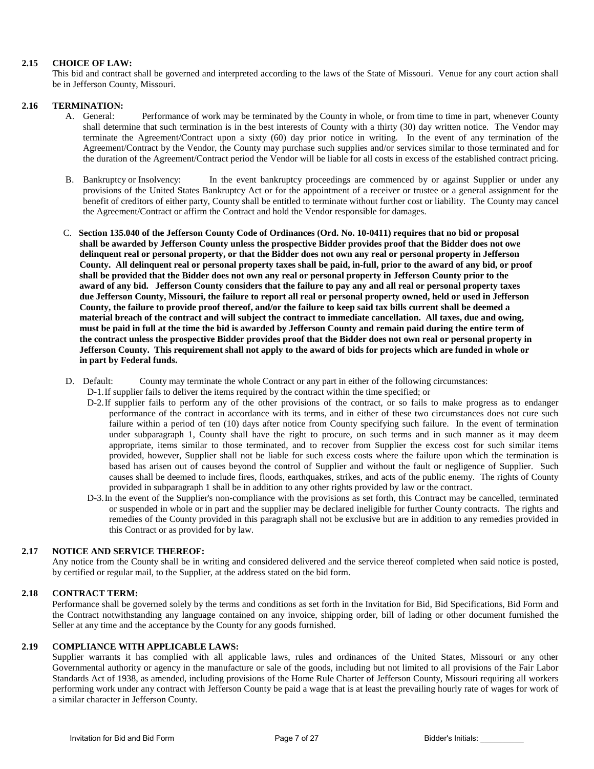### 2.15 CHOICE OF LAW:

This bid and contract shall be governed and interpreted according to the laws of the State of Missouri. Venue for any court action shall be in Jefferson County, Missouri.

### 2.16 TERMINATION:

A. General: Performance of work may be terminated by the County in whole, or from time to time in part, whenever County shall determine that such termination is in the best interests of County with a thirty (30) day written notice. The Vendor may terminate the Agreement/Contract upon a sixty (60) day prior notice in writing. In the event of any termination of the Agreement/Contract by the Vendor, the County may purchase such supplies and/or services similar to those terminated and for the duration of the Agreement/Contract period the Vendor will be liable for all costs in excess of the established contract pricing.

B. Bankruptcy or Insolvency: In the event bankruptcy proceedings are commenced by or against Supplier or under any provisions of the United States Bankruptcy Act or for the appointment of a receiver or trustee or a general assignment for the benefit of creditors of either party, County shall be entitled to terminate without further cost or liability. The County may cancel the Agreement/Contract or affirm the Contract and hold the Vendor responsible for damages.

C. **Section 135.040 of the Jefferson County Code of Ordinances (Ord. No. 10-0411) requires that no bid or proposal shall be awarded by Jefferson County unless the prospective Bidder provides proof that the Bidder does not owe delinquent real or personal property, or that the Bidder does not own any real or personal property in Jefferson County. All delinquent real or personal property taxes shall be paid, in-full, prior to the award of any bid, or proof shall be provided that the Bidder does not own any real or personal property in Jefferson County prior to the award of any bid. Jefferson County considers that the failure to pay any and all real or personal property taxes due Jefferson County, Missouri, the failure to report all real or personal property owned, held or used in Jefferson County, the failure to provide proof thereof, and/or the failure to keep said tax bills current shall be deemed a material breach of the contract and will subject the contract to immediate cancellation. All taxes, due and owing, must be paid in full at the time the bid is awarded by Jefferson County and remain paid during the entire term of the contract unless the prospective Bidder provides proof that the Bidder does not own real or personal property in Jefferson County. This requirement shall not apply to the award of bids for projects which are funded in whole or in part by Federal funds.**

D. Default: County may terminate the whole Contract or any part in either of the following circumstances:

D-1. If supplier fails to deliver the items required by the contract within the time specified; or

D-2. If supplier fails to perform any of the other provisions of the contract, or so fails to make progress as to endanger performance of the contract in accordance with its terms, and in either of these two circumstances does not cure such failure within a period of ten (10) days after notice from County specifying such failure. In the event of termination under subparagraph 1, County shall have the right to procure, on such terms and in such manner as it may deem appropriate, items similar to those terminated, and to recover from Supplier the excess cost for such similar items provided, however, Supplier shall not be liable for such excess costs where the failure upon which the termination is based has arisen out of causes beyond the control of Supplier and without the fault or negligence of Supplier. Such causes shall be deemed to include fires, floods, earthquakes, strikes, and acts of the public enemy. The rights of County provided in subparagraph 1 shall be in addition to any other rights provided by law or the contract.

D-3. In the event of the Supplier's non-compliance with the provisions as set forth, this Contract may be cancelled, terminated or suspended in whole or in part and the supplier may be declared ineligible for further County contracts. The rights and remedies of the County provided in this paragraph shall not be exclusive but are in addition to any remedies provided in this Contract or as provided for by law.

### 2.17 NOTICE AND SERVICE THEREOF:

Any notice from the County shall be in writing and considered delivered and the service thereof completed when said notice is posted, by certified or regular mail, to the Supplier, at the address stated on the bid form.

### 2.18 CONTRACT TERM:

Performance shall be governed solely by the terms and conditions as set forth in the Invitation for Bid, Bid Specifications, Bid Form and the Contract notwithstanding any language contained on any invoice, shipping order, bill of lading or other document furnished the Seller at any time and the acceptance by the County for any goods furnished.

### 2.19 COMPLIANCE WITH APPLICABLE LAWS:

Supplier warrants it has complied with all applicable laws, rules and ordinances of the United States, Missouri or any other Governmental authority or agency in the manufacture or sale of the goods, including but not limited to all provisions of the Fair Labor Standards Act of 1938, as amended, including provisions of the Home Rule Charter of Jefferson County, Missouri requiring all workers performing work under any contract with Jefferson County be paid a wage that is at least the prevailing hourly rate of wages for work of a similar character in Jefferson County.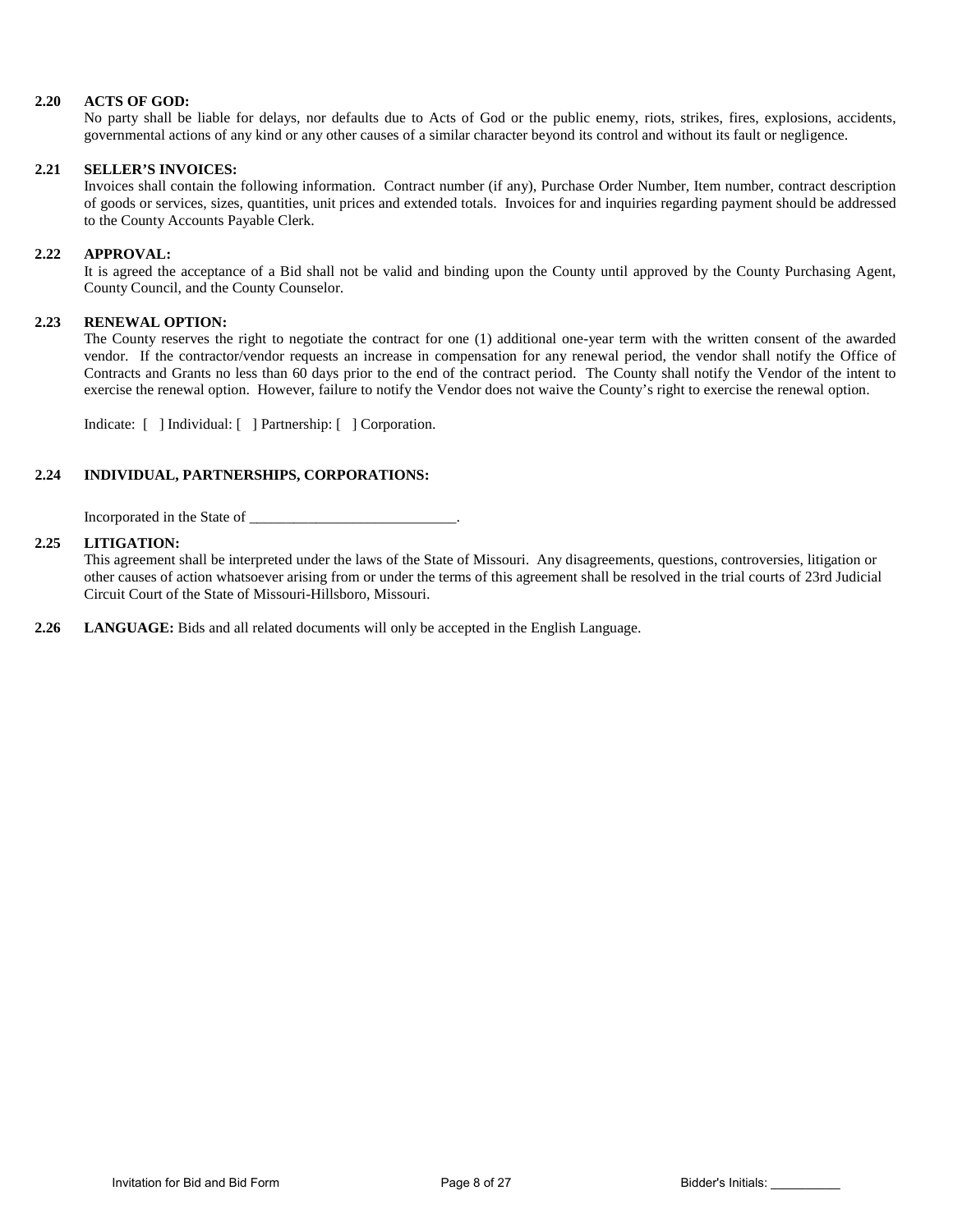**2.20 ACTS OF GOD:**

No party shall be liable for delays, nor defaults due to Acts of God or the public enemy, riots, strikes, fires, explosions, accidents, governmental actions of any kind or any other causes of a similar character beyond its control and without its fault or negligence.

**2.21 SELLER'S INVOICES:**

Invoices shall contain the following information. Contract number (if any), Purchase Order Number, Item number, contract description of goods or services, sizes, quantities, unit prices and extended totals. Invoices for and inquiries regarding payment should be addressed to the County Accounts Payable Clerk.

**2.22 APPROVAL:**

It is agreed the acceptance of a Bid shall not be valid and binding upon the County until approved by the County Purchasing Agent, County Council, and the County Counselor.

**2.23 RENEWAL OPTION:**

The County reserves the right to negotiate the contract for one (1) additional one-year term with the written consent of the awarded vendor. If the contractor/vendor requests an increase in compensation for any renewal period, the vendor shall notify the Office of Contracts and Grants no less than 60 days prior to the end of the contract period. The County shall notify the Vendor of the intent to exercise the renewal option. However, failure to notify the Vendor does not waive the County's right to exercise the renewal option.

Indicate: [ ] Individual: [ ] Partnership: [ ] Corporation.

**2.24 INDIVIDUAL, PARTNERSHIPS, CORPORATIONS:**

Incorporated in the State of ____________________________.

**2.25 LITIGATION:**

This agreement shall be interpreted under the laws of the State of Missouri. Any disagreements, questions, controversies, litigation or other causes of action whatsoever arising from or under the terms of this agreement shall be resolved in the trial courts of 23rd Judicial Circuit Court of the State of Missouri-Hillsboro, Missouri.

**2.26 LANGUAGE:** Bids and all related documents will only be accepted in the English Language.

Bidder's Initials: __________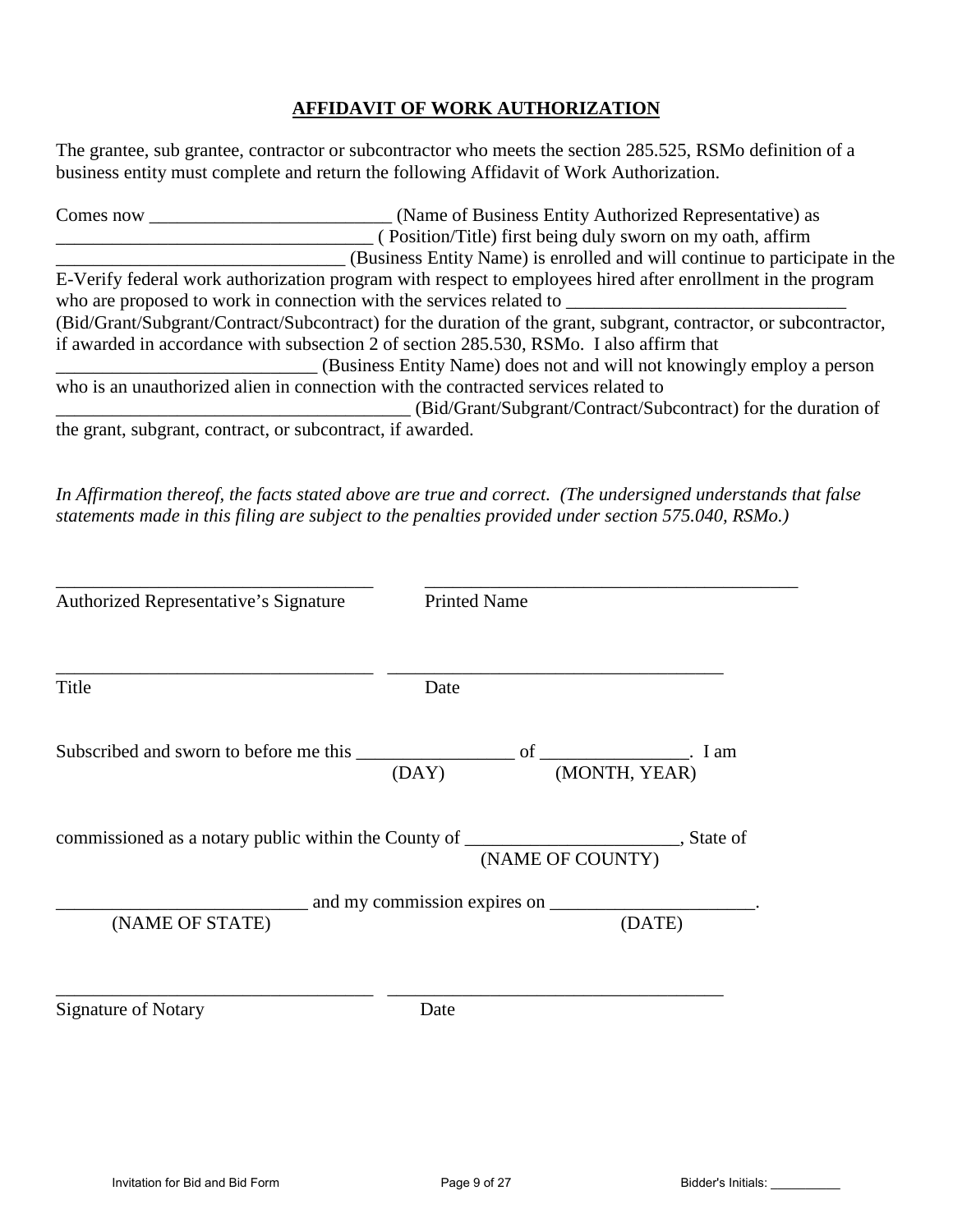**AFFIDAVIT OF WORK AUTHORIZATION**

The grantee, sub grantee, contractor or subcontractor who meets the section 285.525, RSMo definition of a business entity must complete and return the following Affidavit of Work Authorization.

Comes now __________________________ (Name of Business Entity Authorized Representative) as __________________________________ ( Position/Title) first being duly sworn on my oath, affirm _______________________________ (Business Entity Name) is enrolled and will continue to participate in the E-Verify federal work authorization program with respect to employees hired after enrollment in the program who are proposed to work in connection with the services related to ______________________________ (Bid/Grant/Subgrant/Contract/Subcontract) for the duration of the grant, subgrant, contractor, or subcontractor, if awarded in accordance with subsection 2 of section 285.530, RSMo. I also affirm that ____________________________ (Business Entity Name) does not and will not knowingly employ a person who is an unauthorized alien in connection with the contracted services related to ______________________________________ (Bid/Grant/Subgrant/Contract/Subcontract) for the duration of the grant, subgrant, contract, or subcontract, if awarded.

*In Affirmation thereof, the facts stated above are true and correct. (The undersigned understands that false statements made in this filing are subject to the penalties provided under section 575.040, RSMo.)*

___________________________________ ________________________________________

Authorized Representative's Signature          Printed Name

___________________________________ ____________________________________

Title          Date

Subscribed and sworn to before me this _________________ of ________________. I am
(DAY)          (MONTH, YEAR)

commissioned as a notary public within the County of _______________________, State of
(NAME OF COUNTY)

___________________________ and my commission expires on ______________________.
(NAME OF STATE)          (DATE)

___________________________________ ____________________________________

Signature of Notary          Date

Bidder's Initials: __________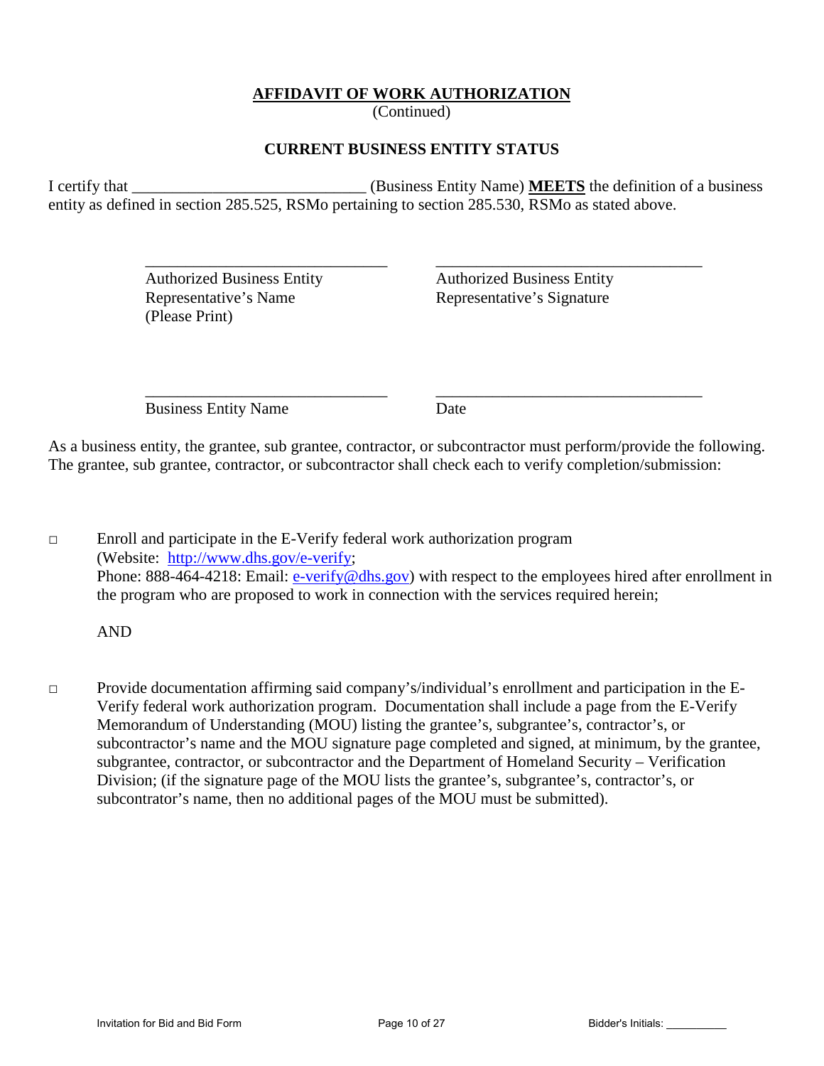## AFFIDAVIT OF WORK AUTHORIZATION

(Continued)

### CURRENT BUSINESS ENTITY STATUS

I certify that _____________________________ (Business Entity Name) **MEETS** the definition of a business entity as defined in section 285.525, RSMo pertaining to section 285.530, RSMo as stated above.

| _______________________________ | _________________________________ |
| --- | --- |
| Authorized Business Entity Representative's Name (Please Print) | Authorized Business Entity Representative's Signature |
| _______________________________ | _________________________________ |
| Business Entity Name | Date |

As a business entity, the grantee, sub grantee, contractor, or subcontractor must perform/provide the following. The grantee, sub grantee, contractor, or subcontractor shall check each to verify completion/submission:

□ Enroll and participate in the E-Verify federal work authorization program (Website: http://www.dhs.gov/e-verify; Phone: 888-464-4218: Email: e-verify@dhs.gov) with respect to the employees hired after enrollment in the program who are proposed to work in connection with the services required herein;

AND

□ Provide documentation affirming said company's/individual's enrollment and participation in the E-Verify federal work authorization program. Documentation shall include a page from the E-Verify Memorandum of Understanding (MOU) listing the grantee's, subgrantee's, contractor's, or subcontractor's name and the MOU signature page completed and signed, at minimum, by the grantee, subgrantee, contractor, or subcontractor and the Department of Homeland Security – Verification Division; (if the signature page of the MOU lists the grantee's, subgrantee's, contractor's, or subcontrator's name, then no additional pages of the MOU must be submitted).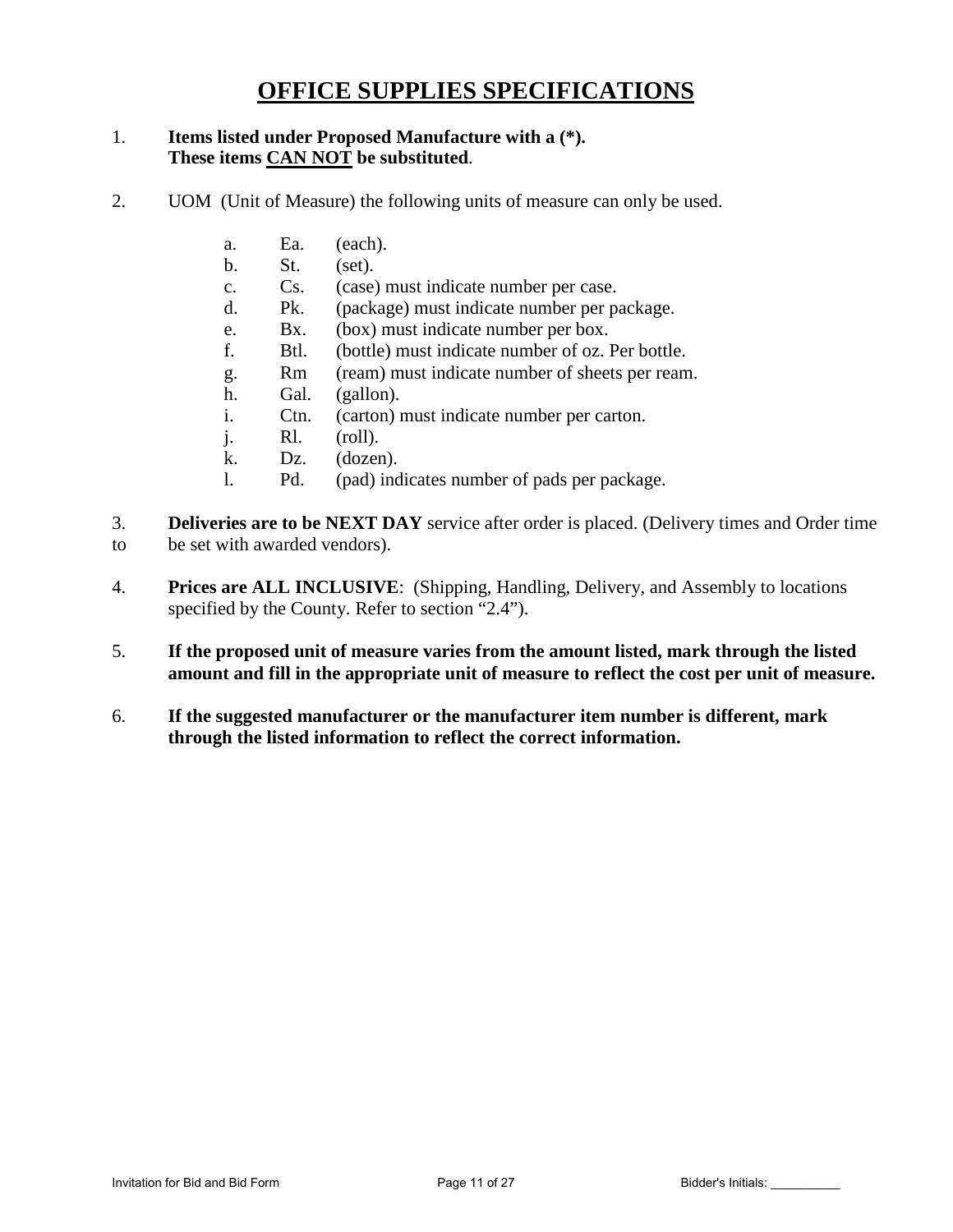# OFFICE SUPPLIES SPECIFICATIONS

1. **Items listed under Proposed Manufacture with a (*).**
   **These items <u>CAN NOT</u> be substituted**.

2. UOM (Unit of Measure) the following units of measure can only be used.

   a. Ea. (each).
   b. St. (set).
   c. Cs. (case) must indicate number per case.
   d. Pk. (package) must indicate number per package.
   e. Bx. (box) must indicate number per box.
   f. Btl. (bottle) must indicate number of oz. Per bottle.
   g. Rm (ream) must indicate number of sheets per ream.
   h. Gal. (gallon).
   i. Ctn. (carton) must indicate number per carton.
   j. Rl. (roll).
   k. Dz. (dozen).
   l. Pd. (pad) indicates number of pads per package.

3. **Deliveries are to be NEXT DAY** service after order is placed. (Delivery times and Order time to be set with awarded vendors).

4. **Prices are ALL INCLUSIVE**: (Shipping, Handling, Delivery, and Assembly to locations specified by the County. Refer to section "2.4").

5. **If the proposed unit of measure varies from the amount listed, mark through the listed amount and fill in the appropriate unit of measure to reflect the cost per unit of measure.**

6. **If the suggested manufacturer or the manufacturer item number is different, mark through the listed information to reflect the correct information.**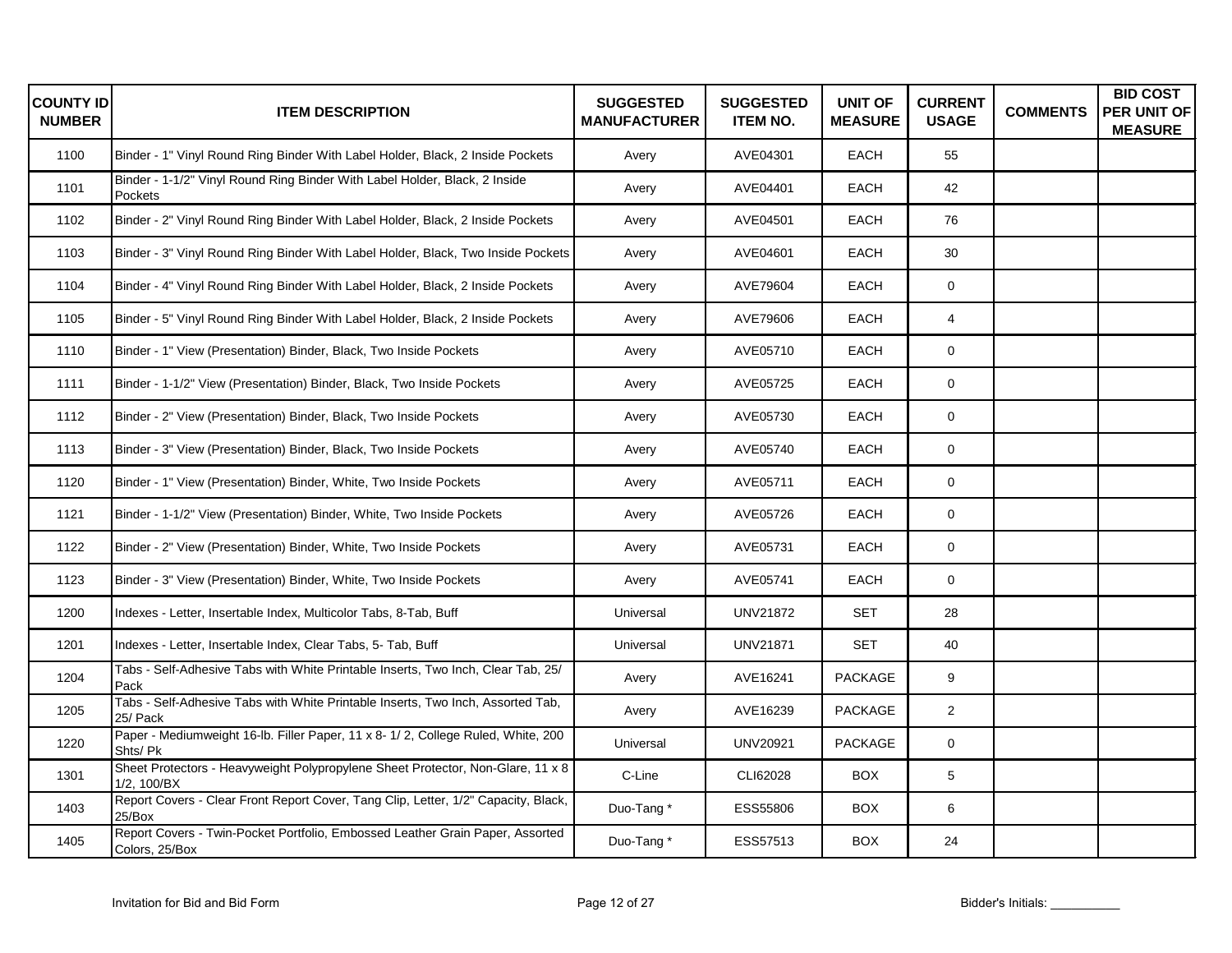| COUNTY ID NUMBER | ITEM DESCRIPTION | SUGGESTED MANUFACTURER | SUGGESTED ITEM NO. | UNIT OF MEASURE | CURRENT USAGE | COMMENTS | BID COST PER UNIT OF MEASURE |
|---|---|---|---|---|---|---|---|
| 1100 | Binder - 1" Vinyl Round Ring Binder With Label Holder, Black, 2 Inside Pockets | Avery | AVE04301 | EACH | 55 | | |
| 1101 | Binder - 1-1/2" Vinyl Round Ring Binder With Label Holder, Black, 2 Inside Pockets | Avery | AVE04401 | EACH | 42 | | |
| 1102 | Binder - 2" Vinyl Round Ring Binder With Label Holder, Black, 2 Inside Pockets | Avery | AVE04501 | EACH | 76 | | |
| 1103 | Binder - 3" Vinyl Round Ring Binder With Label Holder, Black, Two Inside Pockets | Avery | AVE04601 | EACH | 30 | | |
| 1104 | Binder - 4" Vinyl Round Ring Binder With Label Holder, Black, 2 Inside Pockets | Avery | AVE79604 | EACH | 0 | | |
| 1105 | Binder - 5" Vinyl Round Ring Binder With Label Holder, Black, 2 Inside Pockets | Avery | AVE79606 | EACH | 4 | | |
| 1110 | Binder - 1" View (Presentation) Binder, Black, Two Inside Pockets | Avery | AVE05710 | EACH | 0 | | |
| 1111 | Binder - 1-1/2" View (Presentation) Binder, Black, Two Inside Pockets | Avery | AVE05725 | EACH | 0 | | |
| 1112 | Binder - 2" View (Presentation) Binder, Black, Two Inside Pockets | Avery | AVE05730 | EACH | 0 | | |
| 1113 | Binder - 3" View (Presentation) Binder, Black, Two Inside Pockets | Avery | AVE05740 | EACH | 0 | | |
| 1120 | Binder - 1" View (Presentation) Binder, White, Two Inside Pockets | Avery | AVE05711 | EACH | 0 | | |
| 1121 | Binder - 1-1/2" View (Presentation) Binder, White, Two Inside Pockets | Avery | AVE05726 | EACH | 0 | | |
| 1122 | Binder - 2" View (Presentation) Binder, White, Two Inside Pockets | Avery | AVE05731 | EACH | 0 | | |
| 1123 | Binder - 3" View (Presentation) Binder, White, Two Inside Pockets | Avery | AVE05741 | EACH | 0 | | |
| 1200 | Indexes - Letter, Insertable Index, Multicolor Tabs, 8-Tab, Buff | Universal | UNV21872 | SET | 28 | | |
| 1201 | Indexes - Letter, Insertable Index, Clear Tabs, 5- Tab, Buff | Universal | UNV21871 | SET | 40 | | |
| 1204 | Tabs - Self-Adhesive Tabs with White Printable Inserts, Two Inch, Clear Tab, 25/ Pack | Avery | AVE16241 | PACKAGE | 9 | | |
| 1205 | Tabs - Self-Adhesive Tabs with White Printable Inserts, Two Inch, Assorted Tab, 25/ Pack | Avery | AVE16239 | PACKAGE | 2 | | |
| 1220 | Paper - Mediumweight 16-lb. Filler Paper, 11 x 8- 1/ 2, College Ruled, White, 200 Shts/ Pk | Universal | UNV20921 | PACKAGE | 0 | | |
| 1301 | Sheet Protectors - Heavyweight Polypropylene Sheet Protector, Non-Glare, 11 x 8 1/2, 100/BX | C-Line | CLI62028 | BOX | 5 | | |
| 1403 | Report Covers - Clear Front Report Cover, Tang Clip, Letter, 1/2" Capacity, Black, 25/Box | Duo-Tang * | ESS55806 | BOX | 6 | | |
| 1405 | Report Covers - Twin-Pocket Portfolio, Embossed Leather Grain Paper, Assorted Colors, 25/Box | Duo-Tang * | ESS57513 | BOX | 24 | | |

Invitation for Bid and Bid Form

Bidder's Initials: ___________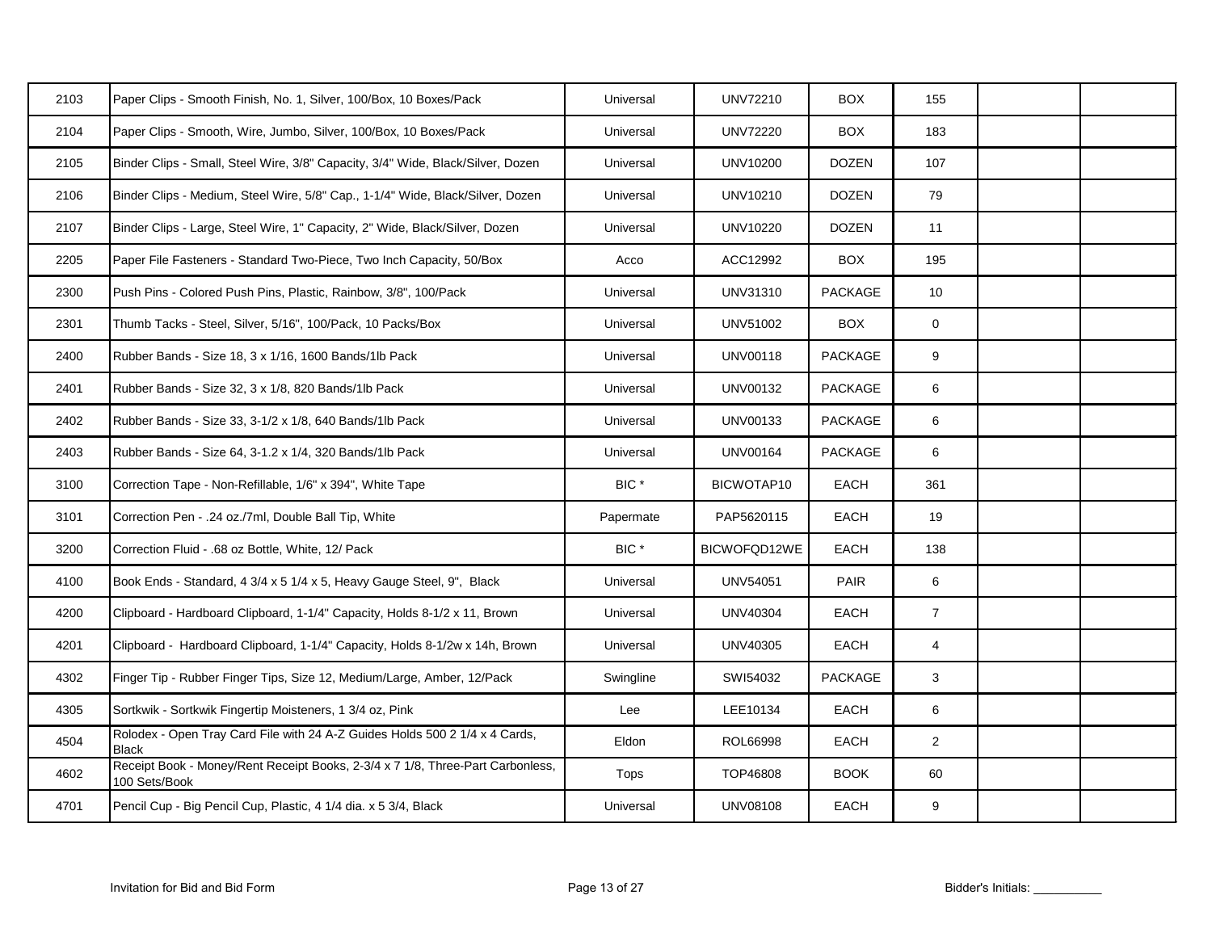| | | | | | | | |
|---|---|---|---|---|---|---|---|
| 2103 | Paper Clips - Smooth Finish, No. 1, Silver, 100/Box, 10 Boxes/Pack | Universal | UNV72210 | BOX | 155 | | |
| 2104 | Paper Clips - Smooth, Wire, Jumbo, Silver, 100/Box, 10 Boxes/Pack | Universal | UNV72220 | BOX | 183 | | |
| 2105 | Binder Clips - Small, Steel Wire, 3/8" Capacity, 3/4" Wide, Black/Silver, Dozen | Universal | UNV10200 | DOZEN | 107 | | |
| 2106 | Binder Clips - Medium, Steel Wire, 5/8" Cap., 1-1/4" Wide, Black/Silver, Dozen | Universal | UNV10210 | DOZEN | 79 | | |
| 2107 | Binder Clips - Large, Steel Wire, 1" Capacity, 2" Wide, Black/Silver, Dozen | Universal | UNV10220 | DOZEN | 11 | | |
| 2205 | Paper File Fasteners - Standard Two-Piece, Two Inch Capacity, 50/Box | Acco | ACC12992 | BOX | 195 | | |
| 2300 | Push Pins - Colored Push Pins, Plastic, Rainbow, 3/8", 100/Pack | Universal | UNV31310 | PACKAGE | 10 | | |
| 2301 | Thumb Tacks - Steel, Silver, 5/16", 100/Pack, 10 Packs/Box | Universal | UNV51002 | BOX | 0 | | |
| 2400 | Rubber Bands - Size 18, 3 x 1/16, 1600 Bands/1lb Pack | Universal | UNV00118 | PACKAGE | 9 | | |
| 2401 | Rubber Bands - Size 32, 3 x 1/8, 820 Bands/1lb Pack | Universal | UNV00132 | PACKAGE | 6 | | |
| 2402 | Rubber Bands - Size 33, 3-1/2 x 1/8, 640 Bands/1lb Pack | Universal | UNV00133 | PACKAGE | 6 | | |
| 2403 | Rubber Bands - Size 64, 3-1.2 x 1/4, 320 Bands/1lb Pack | Universal | UNV00164 | PACKAGE | 6 | | |
| 3100 | Correction Tape - Non-Refillable, 1/6" x 394", White Tape | BIC * | BICWOTAP10 | EACH | 361 | | |
| 3101 | Correction Pen - .24 oz./7ml, Double Ball Tip, White | Papermate | PAP5620115 | EACH | 19 | | |
| 3200 | Correction Fluid - .68 oz Bottle, White, 12/ Pack | BIC * | BICWOFQD12WE | EACH | 138 | | |
| 4100 | Book Ends - Standard, 4 3/4 x 5 1/4 x 5, Heavy Gauge Steel, 9", Black | Universal | UNV54051 | PAIR | 6 | | |
| 4200 | Clipboard - Hardboard Clipboard, 1-1/4" Capacity, Holds 8-1/2 x 11, Brown | Universal | UNV40304 | EACH | 7 | | |
| 4201 | Clipboard - Hardboard Clipboard, 1-1/4" Capacity, Holds 8-1/2w x 14h, Brown | Universal | UNV40305 | EACH | 4 | | |
| 4302 | Finger Tip - Rubber Finger Tips, Size 12, Medium/Large, Amber, 12/Pack | Swingline | SWI54032 | PACKAGE | 3 | | |
| 4305 | Sortkwik - Sortkwik Fingertip Moisteners, 1 3/4 oz, Pink | Lee | LEE10134 | EACH | 6 | | |
| 4504 | Rolodex - Open Tray Card File with 24 A-Z Guides Holds 500 2 1/4 x 4 Cards, Black | Eldon | ROL66998 | EACH | 2 | | |
| 4602 | Receipt Book - Money/Rent Receipt Books, 2-3/4 x 7 1/8, Three-Part Carbonless, 100 Sets/Book | Tops | TOP46808 | BOOK | 60 | | |
| 4701 | Pencil Cup - Big Pencil Cup, Plastic, 4 1/4 dia. x 5 3/4, Black | Universal | UNV08108 | EACH | 9 | | |

Invitation for Bid and Bid Form

Bidder's Initials: ___________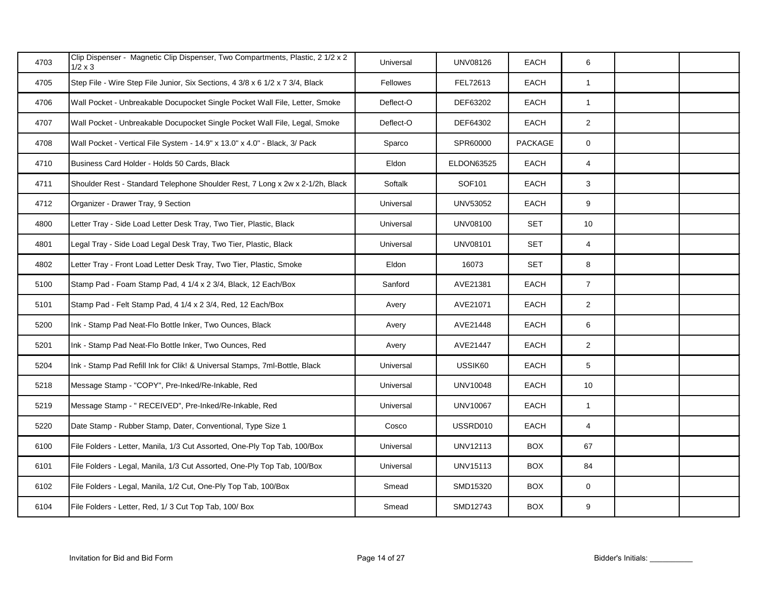| | | | | | | | |
|---|---|---|---|---|---|---|---|
| 4703 | Clip Dispenser - Magnetic Clip Dispenser, Two Compartments, Plastic, 2 1/2 x 2 1/2 x 3 | Universal | UNV08126 | EACH | 6 | | |
| 4705 | Step File - Wire Step File Junior, Six Sections, 4 3/8 x 6 1/2 x 7 3/4, Black | Fellowes | FEL72613 | EACH | 1 | | |
| 4706 | Wall Pocket - Unbreakable Docupocket Single Pocket Wall File, Letter, Smoke | Deflect-O | DEF63202 | EACH | 1 | | |
| 4707 | Wall Pocket - Unbreakable Docupocket Single Pocket Wall File, Legal, Smoke | Deflect-O | DEF64302 | EACH | 2 | | |
| 4708 | Wall Pocket - Vertical File System - 14.9" x 13.0" x 4.0" - Black, 3/ Pack | Sparco | SPR60000 | PACKAGE | 0 | | |
| 4710 | Business Card Holder - Holds 50 Cards, Black | Eldon | ELDON63525 | EACH | 4 | | |
| 4711 | Shoulder Rest - Standard Telephone Shoulder Rest, 7 Long x 2w x 2-1/2h, Black | Softalk | SOF101 | EACH | 3 | | |
| 4712 | Organizer - Drawer Tray, 9 Section | Universal | UNV53052 | EACH | 9 | | |
| 4800 | Letter Tray - Side Load Letter Desk Tray, Two Tier, Plastic, Black | Universal | UNV08100 | SET | 10 | | |
| 4801 | Legal Tray - Side Load Legal Desk Tray, Two Tier, Plastic, Black | Universal | UNV08101 | SET | 4 | | |
| 4802 | Letter Tray - Front Load Letter Desk Tray, Two Tier, Plastic, Smoke | Eldon | 16073 | SET | 8 | | |
| 5100 | Stamp Pad - Foam Stamp Pad, 4 1/4 x 2 3/4, Black, 12 Each/Box | Sanford | AVE21381 | EACH | 7 | | |
| 5101 | Stamp Pad - Felt Stamp Pad, 4 1/4 x 2 3/4, Red, 12 Each/Box | Avery | AVE21071 | EACH | 2 | | |
| 5200 | Ink - Stamp Pad Neat-Flo Bottle Inker, Two Ounces, Black | Avery | AVE21448 | EACH | 6 | | |
| 5201 | Ink - Stamp Pad Neat-Flo Bottle Inker, Two Ounces, Red | Avery | AVE21447 | EACH | 2 | | |
| 5204 | Ink - Stamp Pad Refill Ink for Clik! & Universal Stamps, 7ml-Bottle, Black | Universal | USSIK60 | EACH | 5 | | |
| 5218 | Message Stamp - "COPY", Pre-Inked/Re-Inkable, Red | Universal | UNV10048 | EACH | 10 | | |
| 5219 | Message Stamp - " RECEIVED", Pre-Inked/Re-Inkable, Red | Universal | UNV10067 | EACH | 1 | | |
| 5220 | Date Stamp - Rubber Stamp, Dater, Conventional, Type Size 1 | Cosco | USSRD010 | EACH | 4 | | |
| 6100 | File Folders - Letter, Manila, 1/3 Cut Assorted, One-Ply Top Tab, 100/Box | Universal | UNV12113 | BOX | 67 | | |
| 6101 | File Folders - Legal, Manila, 1/3 Cut Assorted, One-Ply Top Tab, 100/Box | Universal | UNV15113 | BOX | 84 | | |
| 6102 | File Folders - Legal, Manila, 1/2 Cut, One-Ply Top Tab, 100/Box | Smead | SMD15320 | BOX | 0 | | |
| 6104 | File Folders - Letter, Red, 1/ 3 Cut Top Tab, 100/ Box | Smead | SMD12743 | BOX | 9 | | |

Invitation for Bid and Bid Form

Bidder's Initials: ___________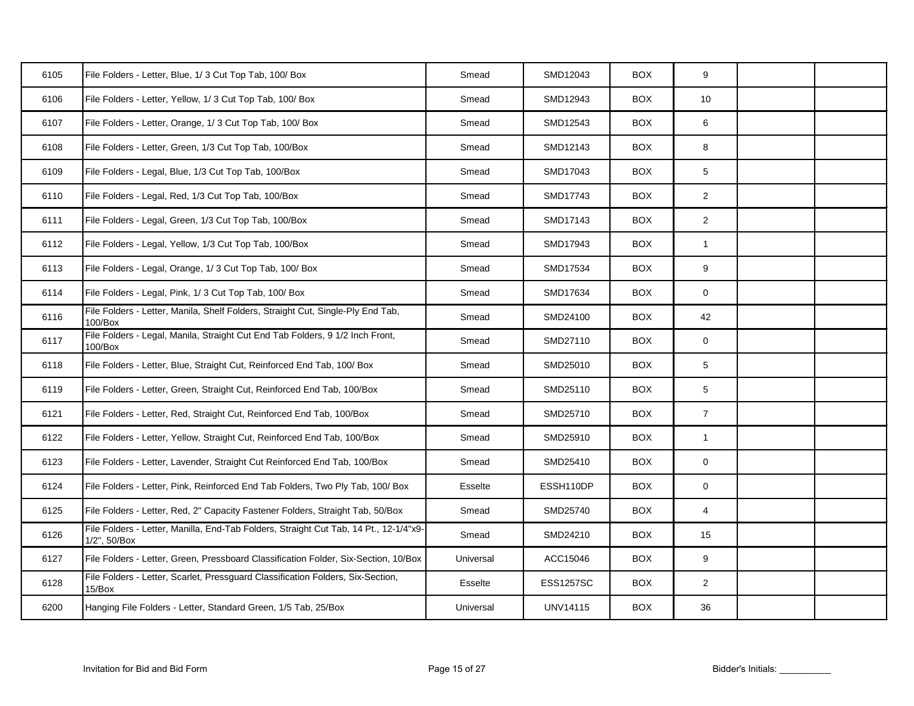| | | | | | | | |
|---|---|---|---|---|---|---|---|
| 6105 | File Folders - Letter, Blue, 1/ 3 Cut Top Tab, 100/ Box | Smead | SMD12043 | BOX | 9 | | |
| 6106 | File Folders - Letter, Yellow, 1/ 3 Cut Top Tab, 100/ Box | Smead | SMD12943 | BOX | 10 | | |
| 6107 | File Folders - Letter, Orange, 1/ 3 Cut Top Tab, 100/ Box | Smead | SMD12543 | BOX | 6 | | |
| 6108 | File Folders - Letter, Green, 1/3 Cut Top Tab, 100/Box | Smead | SMD12143 | BOX | 8 | | |
| 6109 | File Folders - Legal, Blue, 1/3 Cut Top Tab, 100/Box | Smead | SMD17043 | BOX | 5 | | |
| 6110 | File Folders - Legal, Red, 1/3 Cut Top Tab, 100/Box | Smead | SMD17743 | BOX | 2 | | |
| 6111 | File Folders - Legal, Green, 1/3 Cut Top Tab, 100/Box | Smead | SMD17143 | BOX | 2 | | |
| 6112 | File Folders - Legal, Yellow, 1/3 Cut Top Tab, 100/Box | Smead | SMD17943 | BOX | 1 | | |
| 6113 | File Folders - Legal, Orange, 1/ 3 Cut Top Tab, 100/ Box | Smead | SMD17534 | BOX | 9 | | |
| 6114 | File Folders - Legal, Pink, 1/ 3 Cut Top Tab, 100/ Box | Smead | SMD17634 | BOX | 0 | | |
| 6116 | File Folders - Letter, Manila, Shelf Folders, Straight Cut, Single-Ply End Tab, 100/Box | Smead | SMD24100 | BOX | 42 | | |
| 6117 | File Folders - Legal, Manila, Straight Cut End Tab Folders, 9 1/2 Inch Front, 100/Box | Smead | SMD27110 | BOX | 0 | | |
| 6118 | File Folders - Letter, Blue, Straight Cut, Reinforced End Tab, 100/ Box | Smead | SMD25010 | BOX | 5 | | |
| 6119 | File Folders - Letter, Green, Straight Cut, Reinforced End Tab, 100/Box | Smead | SMD25110 | BOX | 5 | | |
| 6121 | File Folders - Letter, Red, Straight Cut, Reinforced End Tab, 100/Box | Smead | SMD25710 | BOX | 7 | | |
| 6122 | File Folders - Letter, Yellow, Straight Cut, Reinforced End Tab, 100/Box | Smead | SMD25910 | BOX | 1 | | |
| 6123 | File Folders - Letter, Lavender, Straight Cut Reinforced End Tab, 100/Box | Smead | SMD25410 | BOX | 0 | | |
| 6124 | File Folders - Letter, Pink, Reinforced End Tab Folders, Two Ply Tab, 100/ Box | Esselte | ESSH110DP | BOX | 0 | | |
| 6125 | File Folders - Letter, Red, 2" Capacity Fastener Folders, Straight Tab, 50/Box | Smead | SMD25740 | BOX | 4 | | |
| 6126 | File Folders - Letter, Manilla, End-Tab Folders, Straight Cut Tab, 14 Pt., 12-1/4"x9-1/2", 50/Box | Smead | SMD24210 | BOX | 15 | | |
| 6127 | File Folders - Letter, Green, Pressboard Classification Folder, Six-Section, 10/Box | Universal | ACC15046 | BOX | 9 | | |
| 6128 | File Folders - Letter, Scarlet, Pressguard Classification Folders, Six-Section, 15/Box | Esselte | ESS1257SC | BOX | 2 | | |
| 6200 | Hanging File Folders - Letter, Standard Green, 1/5 Tab, 25/Box | Universal | UNV14115 | BOX | 36 | | |

Invitation for Bid and Bid Form

Bidder's Initials: ___________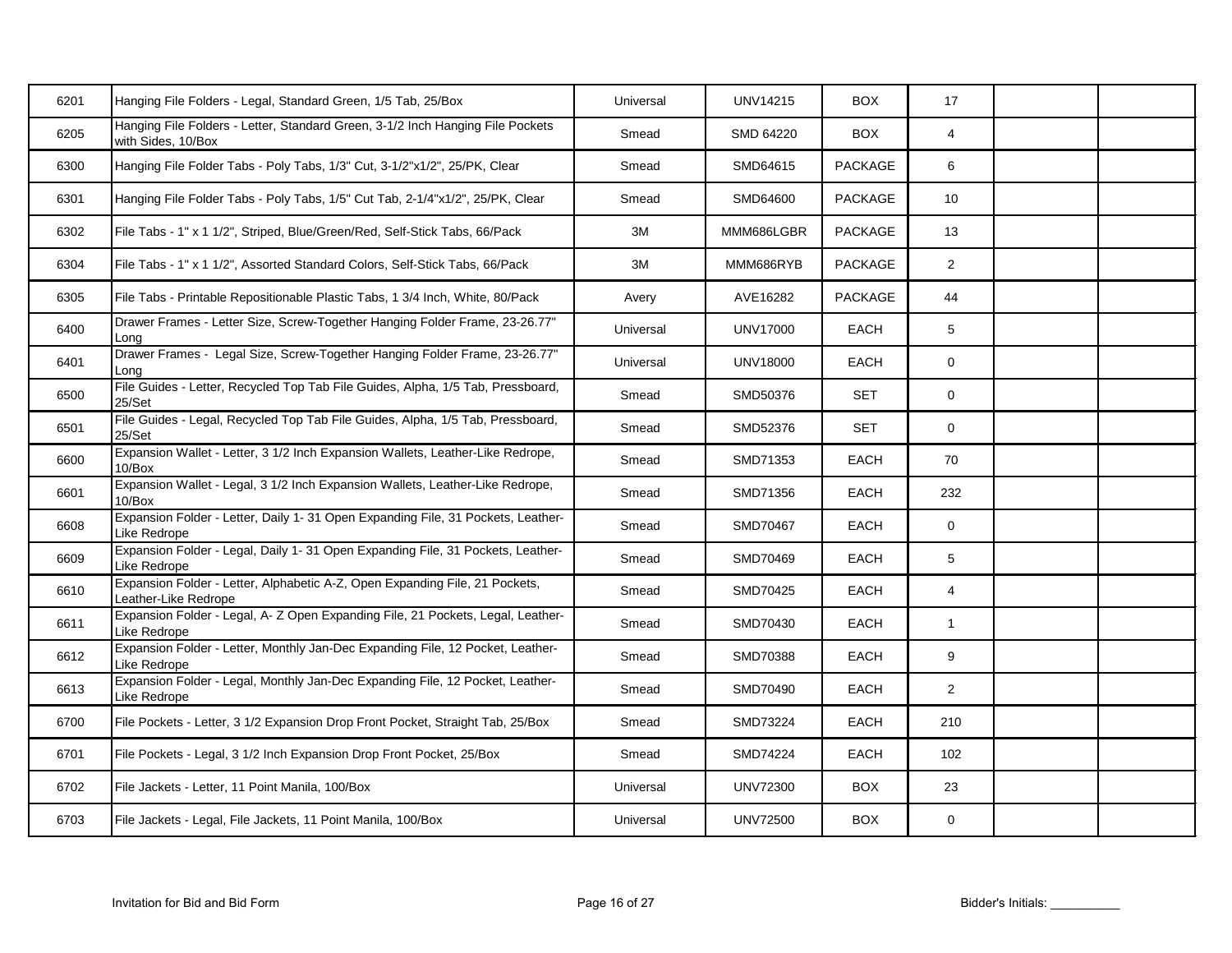| | | | | | | | |
|---|---|---|---|---|---|---|---|
| 6201 | Hanging File Folders - Legal, Standard Green, 1/5 Tab, 25/Box | Universal | UNV14215 | BOX | 17 | | |
| 6205 | Hanging File Folders - Letter, Standard Green, 3-1/2 Inch Hanging File Pockets with Sides, 10/Box | Smead | SMD 64220 | BOX | 4 | | |
| 6300 | Hanging File Folder Tabs - Poly Tabs, 1/3" Cut, 3-1/2"x1/2", 25/PK, Clear | Smead | SMD64615 | PACKAGE | 6 | | |
| 6301 | Hanging File Folder Tabs - Poly Tabs, 1/5" Cut Tab, 2-1/4"x1/2", 25/PK, Clear | Smead | SMD64600 | PACKAGE | 10 | | |
| 6302 | File Tabs - 1" x 1 1/2", Striped, Blue/Green/Red, Self-Stick Tabs, 66/Pack | 3M | MMM686LGBR | PACKAGE | 13 | | |
| 6304 | File Tabs - 1" x 1 1/2", Assorted Standard Colors, Self-Stick Tabs, 66/Pack | 3M | MMM686RYB | PACKAGE | 2 | | |
| 6305 | File Tabs - Printable Repositionable Plastic Tabs, 1 3/4 Inch, White, 80/Pack | Avery | AVE16282 | PACKAGE | 44 | | |
| 6400 | Drawer Frames - Letter Size, Screw-Together Hanging Folder Frame, 23-26.77" Long | Universal | UNV17000 | EACH | 5 | | |
| 6401 | Drawer Frames - Legal Size, Screw-Together Hanging Folder Frame, 23-26.77" Long | Universal | UNV18000 | EACH | 0 | | |
| 6500 | File Guides - Letter, Recycled Top Tab File Guides, Alpha, 1/5 Tab, Pressboard, 25/Set | Smead | SMD50376 | SET | 0 | | |
| 6501 | File Guides - Legal, Recycled Top Tab File Guides, Alpha, 1/5 Tab, Pressboard, 25/Set | Smead | SMD52376 | SET | 0 | | |
| 6600 | Expansion Wallet - Letter, 3 1/2 Inch Expansion Wallets, Leather-Like Redrope, 10/Box | Smead | SMD71353 | EACH | 70 | | |
| 6601 | Expansion Wallet - Legal, 3 1/2 Inch Expansion Wallets, Leather-Like Redrope, 10/Box | Smead | SMD71356 | EACH | 232 | | |
| 6608 | Expansion Folder - Letter, Daily 1- 31 Open Expanding File, 31 Pockets, Leather-Like Redrope | Smead | SMD70467 | EACH | 0 | | |
| 6609 | Expansion Folder - Legal, Daily 1- 31 Open Expanding File, 31 Pockets, Leather-Like Redrope | Smead | SMD70469 | EACH | 5 | | |
| 6610 | Expansion Folder - Letter, Alphabetic A-Z, Open Expanding File, 21 Pockets, Leather-Like Redrope | Smead | SMD70425 | EACH | 4 | | |
| 6611 | Expansion Folder - Legal, A- Z Open Expanding File, 21 Pockets, Legal, Leather-Like Redrope | Smead | SMD70430 | EACH | 1 | | |
| 6612 | Expansion Folder - Letter, Monthly Jan-Dec Expanding File, 12 Pocket, Leather-Like Redrope | Smead | SMD70388 | EACH | 9 | | |
| 6613 | Expansion Folder - Legal, Monthly Jan-Dec Expanding File, 12 Pocket, Leather-Like Redrope | Smead | SMD70490 | EACH | 2 | | |
| 6700 | File Pockets - Letter, 3 1/2 Expansion Drop Front Pocket, Straight Tab, 25/Box | Smead | SMD73224 | EACH | 210 | | |
| 6701 | File Pockets - Legal, 3 1/2 Inch Expansion Drop Front Pocket, 25/Box | Smead | SMD74224 | EACH | 102 | | |
| 6702 | File Jackets - Letter, 11 Point Manila, 100/Box | Universal | UNV72300 | BOX | 23 | | |
| 6703 | File Jackets - Legal, File Jackets, 11 Point Manila, 100/Box | Universal | UNV72500 | BOX | 0 | | |

Invitation for Bid and Bid Form

Bidder's Initials: ___________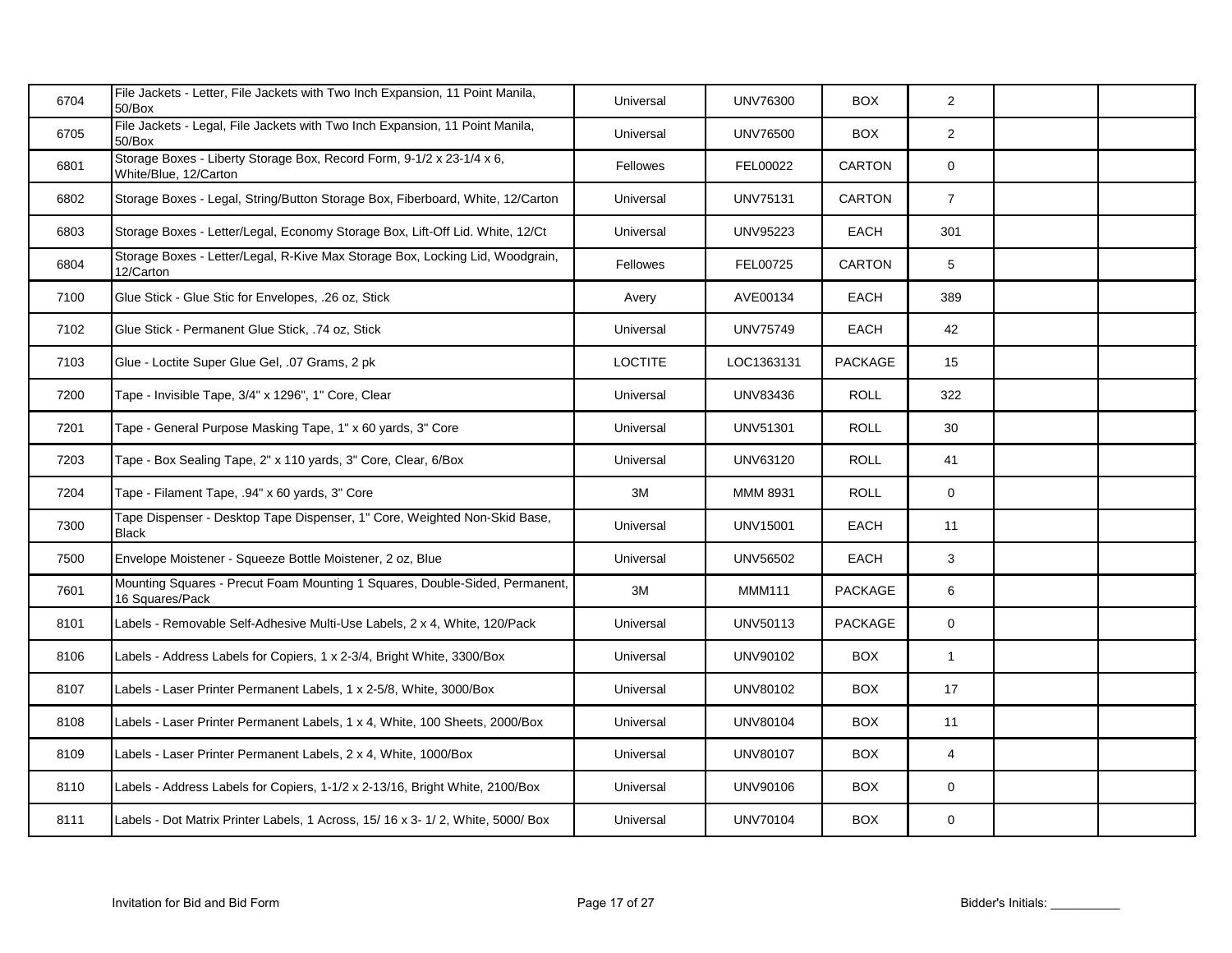| | | | | | | | |
|---|---|---|---|---|---|---|---|
| 6704 | File Jackets - Letter, File Jackets with Two Inch Expansion, 11 Point Manila, 50/Box | Universal | UNV76300 | BOX | 2 | | |
| 6705 | File Jackets - Legal, File Jackets with Two Inch Expansion, 11 Point Manila, 50/Box | Universal | UNV76500 | BOX | 2 | | |
| 6801 | Storage Boxes - Liberty Storage Box, Record Form, 9-1/2 x 23-1/4 x 6, White/Blue, 12/Carton | Fellowes | FEL00022 | CARTON | 0 | | |
| 6802 | Storage Boxes - Legal, String/Button Storage Box, Fiberboard, White, 12/Carton | Universal | UNV75131 | CARTON | 7 | | |
| 6803 | Storage Boxes - Letter/Legal, Economy Storage Box, Lift-Off Lid. White, 12/Ct | Universal | UNV95223 | EACH | 301 | | |
| 6804 | Storage Boxes - Letter/Legal, R-Kive Max Storage Box, Locking Lid, Woodgrain, 12/Carton | Fellowes | FEL00725 | CARTON | 5 | | |
| 7100 | Glue Stick - Glue Stic for Envelopes, .26 oz, Stick | Avery | AVE00134 | EACH | 389 | | |
| 7102 | Glue Stick - Permanent Glue Stick, .74 oz, Stick | Universal | UNV75749 | EACH | 42 | | |
| 7103 | Glue - Loctite Super Glue Gel, .07 Grams, 2 pk | LOCTITE | LOC1363131 | PACKAGE | 15 | | |
| 7200 | Tape - Invisible Tape, 3/4" x 1296", 1" Core, Clear | Universal | UNV83436 | ROLL | 322 | | |
| 7201 | Tape - General Purpose Masking Tape, 1" x 60 yards, 3" Core | Universal | UNV51301 | ROLL | 30 | | |
| 7203 | Tape - Box Sealing Tape, 2" x 110 yards, 3" Core, Clear, 6/Box | Universal | UNV63120 | ROLL | 41 | | |
| 7204 | Tape - Filament Tape, .94" x 60 yards, 3" Core | 3M | MMM 8931 | ROLL | 0 | | |
| 7300 | Tape Dispenser - Desktop Tape Dispenser, 1" Core, Weighted Non-Skid Base, Black | Universal | UNV15001 | EACH | 11 | | |
| 7500 | Envelope Moistener - Squeeze Bottle Moistener, 2 oz, Blue | Universal | UNV56502 | EACH | 3 | | |
| 7601 | Mounting Squares - Precut Foam Mounting 1 Squares, Double-Sided, Permanent, 16 Squares/Pack | 3M | MMM111 | PACKAGE | 6 | | |
| 8101 | Labels - Removable Self-Adhesive Multi-Use Labels, 2 x 4, White, 120/Pack | Universal | UNV50113 | PACKAGE | 0 | | |
| 8106 | Labels - Address Labels for Copiers, 1 x 2-3/4, Bright White, 3300/Box | Universal | UNV90102 | BOX | 1 | | |
| 8107 | Labels - Laser Printer Permanent Labels, 1 x 2-5/8, White, 3000/Box | Universal | UNV80102 | BOX | 17 | | |
| 8108 | Labels - Laser Printer Permanent Labels, 1 x 4, White, 100 Sheets, 2000/Box | Universal | UNV80104 | BOX | 11 | | |
| 8109 | Labels - Laser Printer Permanent Labels, 2 x 4, White, 1000/Box | Universal | UNV80107 | BOX | 4 | | |
| 8110 | Labels - Address Labels for Copiers, 1-1/2 x 2-13/16, Bright White, 2100/Box | Universal | UNV90106 | BOX | 0 | | |
| 8111 | Labels - Dot Matrix Printer Labels, 1 Across, 15/ 16 x 3- 1/ 2, White, 5000/ Box | Universal | UNV70104 | BOX | 0 | | |

Invitation for Bid and Bid Form

Bidder's Initials: ___________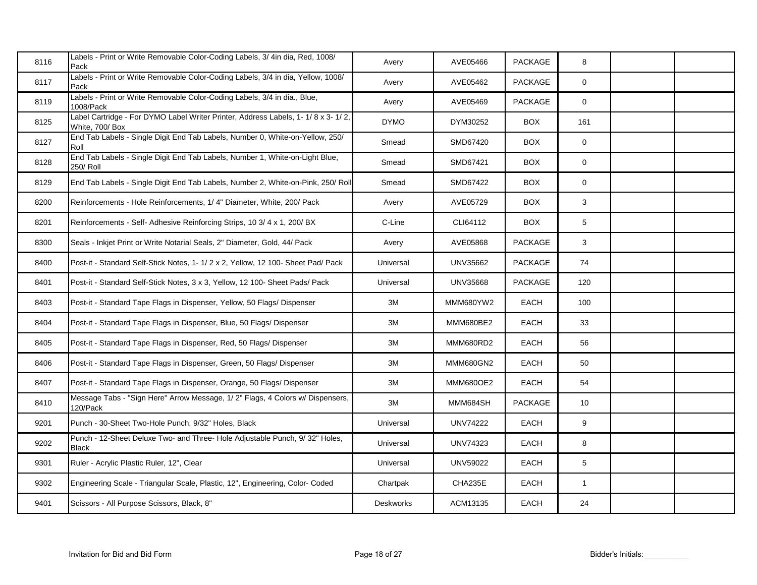| | | | | | | | |
|---|---|---|---|---|---|---|---|
| 8116 | Labels - Print or Write Removable Color-Coding Labels, 3/ 4in dia, Red, 1008/ Pack | Avery | AVE05466 | PACKAGE | 8 | | |
| 8117 | Labels - Print or Write Removable Color-Coding Labels, 3/4 in dia, Yellow, 1008/ Pack | Avery | AVE05462 | PACKAGE | 0 | | |
| 8119 | Labels - Print or Write Removable Color-Coding Labels, 3/4 in dia., Blue, 1008/Pack | Avery | AVE05469 | PACKAGE | 0 | | |
| 8125 | Label Cartridge - For DYMO Label Writer Printer, Address Labels, 1- 1/ 8 x 3- 1/ 2, White, 700/ Box | DYMO | DYM30252 | BOX | 161 | | |
| 8127 | End Tab Labels - Single Digit End Tab Labels, Number 0, White-on-Yellow, 250/ Roll | Smead | SMD67420 | BOX | 0 | | |
| 8128 | End Tab Labels - Single Digit End Tab Labels, Number 1, White-on-Light Blue, 250/ Roll | Smead | SMD67421 | BOX | 0 | | |
| 8129 | End Tab Labels - Single Digit End Tab Labels, Number 2, White-on-Pink, 250/ Roll | Smead | SMD67422 | BOX | 0 | | |
| 8200 | Reinforcements - Hole Reinforcements, 1/ 4" Diameter, White, 200/ Pack | Avery | AVE05729 | BOX | 3 | | |
| 8201 | Reinforcements - Self- Adhesive Reinforcing Strips, 10 3/ 4 x 1, 200/ BX | C-Line | CLI64112 | BOX | 5 | | |
| 8300 | Seals - Inkjet Print or Write Notarial Seals, 2" Diameter, Gold, 44/ Pack | Avery | AVE05868 | PACKAGE | 3 | | |
| 8400 | Post-it - Standard Self-Stick Notes, 1- 1/ 2 x 2, Yellow, 12 100- Sheet Pad/ Pack | Universal | UNV35662 | PACKAGE | 74 | | |
| 8401 | Post-it - Standard Self-Stick Notes, 3 x 3, Yellow, 12 100- Sheet Pads/ Pack | Universal | UNV35668 | PACKAGE | 120 | | |
| 8403 | Post-it - Standard Tape Flags in Dispenser, Yellow, 50 Flags/ Dispenser | 3M | MMM680YW2 | EACH | 100 | | |
| 8404 | Post-it - Standard Tape Flags in Dispenser, Blue, 50 Flags/ Dispenser | 3M | MMM680BE2 | EACH | 33 | | |
| 8405 | Post-it - Standard Tape Flags in Dispenser, Red, 50 Flags/ Dispenser | 3M | MMM680RD2 | EACH | 56 | | |
| 8406 | Post-it - Standard Tape Flags in Dispenser, Green, 50 Flags/ Dispenser | 3M | MMM680GN2 | EACH | 50 | | |
| 8407 | Post-it - Standard Tape Flags in Dispenser, Orange, 50 Flags/ Dispenser | 3M | MMM680OE2 | EACH | 54 | | |
| 8410 | Message Tabs - "Sign Here" Arrow Message, 1/ 2" Flags, 4 Colors w/ Dispensers, 120/Pack | 3M | MMM684SH | PACKAGE | 10 | | |
| 9201 | Punch - 30-Sheet Two-Hole Punch, 9/32" Holes, Black | Universal | UNV74222 | EACH | 9 | | |
| 9202 | Punch - 12-Sheet Deluxe Two- and Three- Hole Adjustable Punch, 9/ 32" Holes, Black | Universal | UNV74323 | EACH | 8 | | |
| 9301 | Ruler - Acrylic Plastic Ruler, 12", Clear | Universal | UNV59022 | EACH | 5 | | |
| 9302 | Engineering Scale - Triangular Scale, Plastic, 12", Engineering, Color- Coded | Chartpak | CHA235E | EACH | 1 | | |
| 9401 | Scissors - All Purpose Scissors, Black, 8" | Deskworks | ACM13135 | EACH | 24 | | |

Invitation for Bid and Bid Form

Bidder's Initials: ___________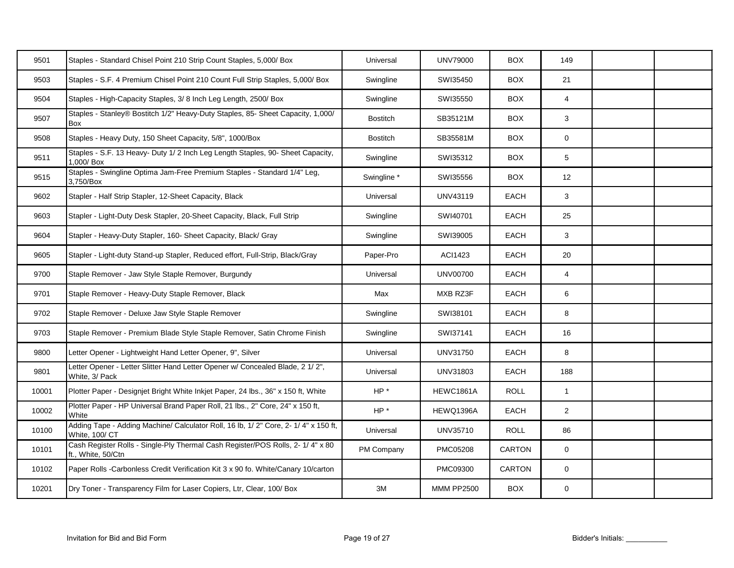| | | | | | | | |
|---|---|---|---|---|---|---|---|
| 9501 | Staples - Standard Chisel Point 210 Strip Count Staples, 5,000/ Box | Universal | UNV79000 | BOX | 149 | | |
| 9503 | Staples - S.F. 4 Premium Chisel Point 210 Count Full Strip Staples, 5,000/ Box | Swingline | SWI35450 | BOX | 21 | | |
| 9504 | Staples - High-Capacity Staples, 3/ 8 Inch Leg Length, 2500/ Box | Swingline | SWI35550 | BOX | 4 | | |
| 9507 | Staples - Stanley® Bostitch 1/2" Heavy-Duty Staples, 85- Sheet Capacity, 1,000/ Box | Bostitch | SB35121M | BOX | 3 | | |
| 9508 | Staples - Heavy Duty, 150 Sheet Capacity, 5/8", 1000/Box | Bostitch | SB35581M | BOX | 0 | | |
| 9511 | Staples - S.F. 13 Heavy- Duty 1/ 2 Inch Leg Length Staples, 90- Sheet Capacity, 1,000/ Box | Swingline | SWI35312 | BOX | 5 | | |
| 9515 | Staples - Swingline Optima Jam-Free Premium Staples - Standard 1/4" Leg, 3,750/Box | Swingline * | SWI35556 | BOX | 12 | | |
| 9602 | Stapler - Half Strip Stapler, 12-Sheet Capacity, Black | Universal | UNV43119 | EACH | 3 | | |
| 9603 | Stapler - Light-Duty Desk Stapler, 20-Sheet Capacity, Black, Full Strip | Swingline | SWI40701 | EACH | 25 | | |
| 9604 | Stapler - Heavy-Duty Stapler, 160- Sheet Capacity, Black/ Gray | Swingline | SWI39005 | EACH | 3 | | |
| 9605 | Stapler - Light-duty Stand-up Stapler, Reduced effort, Full-Strip, Black/Gray | Paper-Pro | ACI1423 | EACH | 20 | | |
| 9700 | Staple Remover - Jaw Style Staple Remover, Burgundy | Universal | UNV00700 | EACH | 4 | | |
| 9701 | Staple Remover - Heavy-Duty Staple Remover, Black | Max | MXB RZ3F | EACH | 6 | | |
| 9702 | Staple Remover - Deluxe Jaw Style Staple Remover | Swingline | SWI38101 | EACH | 8 | | |
| 9703 | Staple Remover - Premium Blade Style Staple Remover, Satin Chrome Finish | Swingline | SWI37141 | EACH | 16 | | |
| 9800 | Letter Opener - Lightweight Hand Letter Opener, 9", Silver | Universal | UNV31750 | EACH | 8 | | |
| 9801 | Letter Opener - Letter Slitter Hand Letter Opener w/ Concealed Blade, 2 1/ 2", White, 3/ Pack | Universal | UNV31803 | EACH | 188 | | |
| 10001 | Plotter Paper - Designjet Bright White Inkjet Paper, 24 lbs., 36" x 150 ft, White | HP * | HEWC1861A | ROLL | 1 | | |
| 10002 | Plotter Paper - HP Universal Brand Paper Roll, 21 lbs., 2" Core, 24" x 150 ft, White | HP * | HEWQ1396A | EACH | 2 | | |
| 10100 | Adding Tape - Adding Machine/ Calculator Roll, 16 lb, 1/ 2" Core, 2- 1/ 4" x 150 ft, White, 100/ CT | Universal | UNV35710 | ROLL | 86 | | |
| 10101 | Cash Register Rolls - Single-Ply Thermal Cash Register/POS Rolls, 2- 1/ 4" x 80 ft., White, 50/Ctn | PM Company | PMC05208 | CARTON | 0 | | |
| 10102 | Paper Rolls -Carbonless Credit Verification Kit 3 x 90 fo. White/Canary 10/carton | | PMC09300 | CARTON | 0 | | |
| 10201 | Dry Toner - Transparency Film for Laser Copiers, Ltr, Clear, 100/ Box | 3M | MMM PP2500 | BOX | 0 | | |

Invitation for Bid and Bid Form

Bidder's Initials: ___________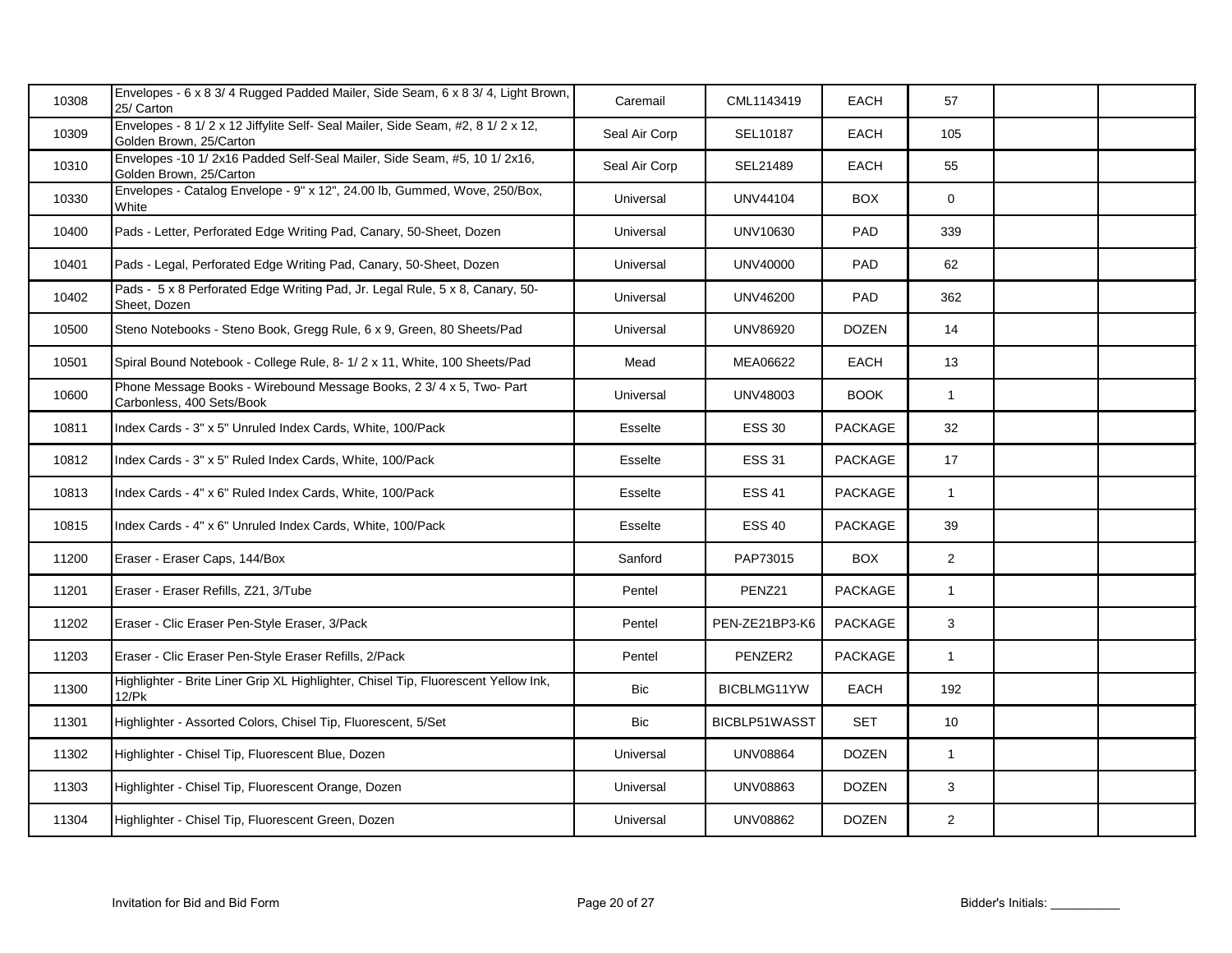| | | | | | | | |
|---|---|---|---|---|---|---|---|
| 10308 | Envelopes - 6 x 8 3/ 4 Rugged Padded Mailer, Side Seam, 6 x 8 3/ 4, Light Brown, 25/ Carton | Caremail | CML1143419 | EACH | 57 | | |
| 10309 | Envelopes - 8 1/ 2 x 12 Jiffylite Self- Seal Mailer, Side Seam, #2, 8 1/ 2 x 12, Golden Brown, 25/Carton | Seal Air Corp | SEL10187 | EACH | 105 | | |
| 10310 | Envelopes -10 1/ 2x16 Padded Self-Seal Mailer, Side Seam, #5, 10 1/ 2x16, Golden Brown, 25/Carton | Seal Air Corp | SEL21489 | EACH | 55 | | |
| 10330 | Envelopes - Catalog Envelope - 9" x 12", 24.00 lb, Gummed, Wove, 250/Box, White | Universal | UNV44104 | BOX | 0 | | |
| 10400 | Pads - Letter, Perforated Edge Writing Pad, Canary, 50-Sheet, Dozen | Universal | UNV10630 | PAD | 339 | | |
| 10401 | Pads - Legal, Perforated Edge Writing Pad, Canary, 50-Sheet, Dozen | Universal | UNV40000 | PAD | 62 | | |
| 10402 | Pads - 5 x 8 Perforated Edge Writing Pad, Jr. Legal Rule, 5 x 8, Canary, 50-Sheet, Dozen | Universal | UNV46200 | PAD | 362 | | |
| 10500 | Steno Notebooks - Steno Book, Gregg Rule, 6 x 9, Green, 80 Sheets/Pad | Universal | UNV86920 | DOZEN | 14 | | |
| 10501 | Spiral Bound Notebook - College Rule, 8- 1/ 2 x 11, White, 100 Sheets/Pad | Mead | MEA06622 | EACH | 13 | | |
| 10600 | Phone Message Books - Wirebound Message Books, 2 3/ 4 x 5, Two- Part Carbonless, 400 Sets/Book | Universal | UNV48003 | BOOK | 1 | | |
| 10811 | Index Cards - 3" x 5" Unruled Index Cards, White, 100/Pack | Esselte | ESS 30 | PACKAGE | 32 | | |
| 10812 | Index Cards - 3" x 5" Ruled Index Cards, White, 100/Pack | Esselte | ESS 31 | PACKAGE | 17 | | |
| 10813 | Index Cards - 4" x 6" Ruled Index Cards, White, 100/Pack | Esselte | ESS 41 | PACKAGE | 1 | | |
| 10815 | Index Cards - 4" x 6" Unruled Index Cards, White, 100/Pack | Esselte | ESS 40 | PACKAGE | 39 | | |
| 11200 | Eraser - Eraser Caps, 144/Box | Sanford | PAP73015 | BOX | 2 | | |
| 11201 | Eraser - Eraser Refills, Z21, 3/Tube | Pentel | PENZ21 | PACKAGE | 1 | | |
| 11202 | Eraser - Clic Eraser Pen-Style Eraser, 3/Pack | Pentel | PEN-ZE21BP3-K6 | PACKAGE | 3 | | |
| 11203 | Eraser - Clic Eraser Pen-Style Eraser Refills, 2/Pack | Pentel | PENZER2 | PACKAGE | 1 | | |
| 11300 | Highlighter - Brite Liner Grip XL Highlighter, Chisel Tip, Fluorescent Yellow Ink, 12/Pk | Bic | BICBLMG11YW | EACH | 192 | | |
| 11301 | Highlighter - Assorted Colors, Chisel Tip, Fluorescent, 5/Set | Bic | BICBLP51WASST | SET | 10 | | |
| 11302 | Highlighter - Chisel Tip, Fluorescent Blue, Dozen | Universal | UNV08864 | DOZEN | 1 | | |
| 11303 | Highlighter - Chisel Tip, Fluorescent Orange, Dozen | Universal | UNV08863 | DOZEN | 3 | | |
| 11304 | Highlighter - Chisel Tip, Fluorescent Green, Dozen | Universal | UNV08862 | DOZEN | 2 | | |

Invitation for Bid and Bid Form

Bidder's Initials: ___________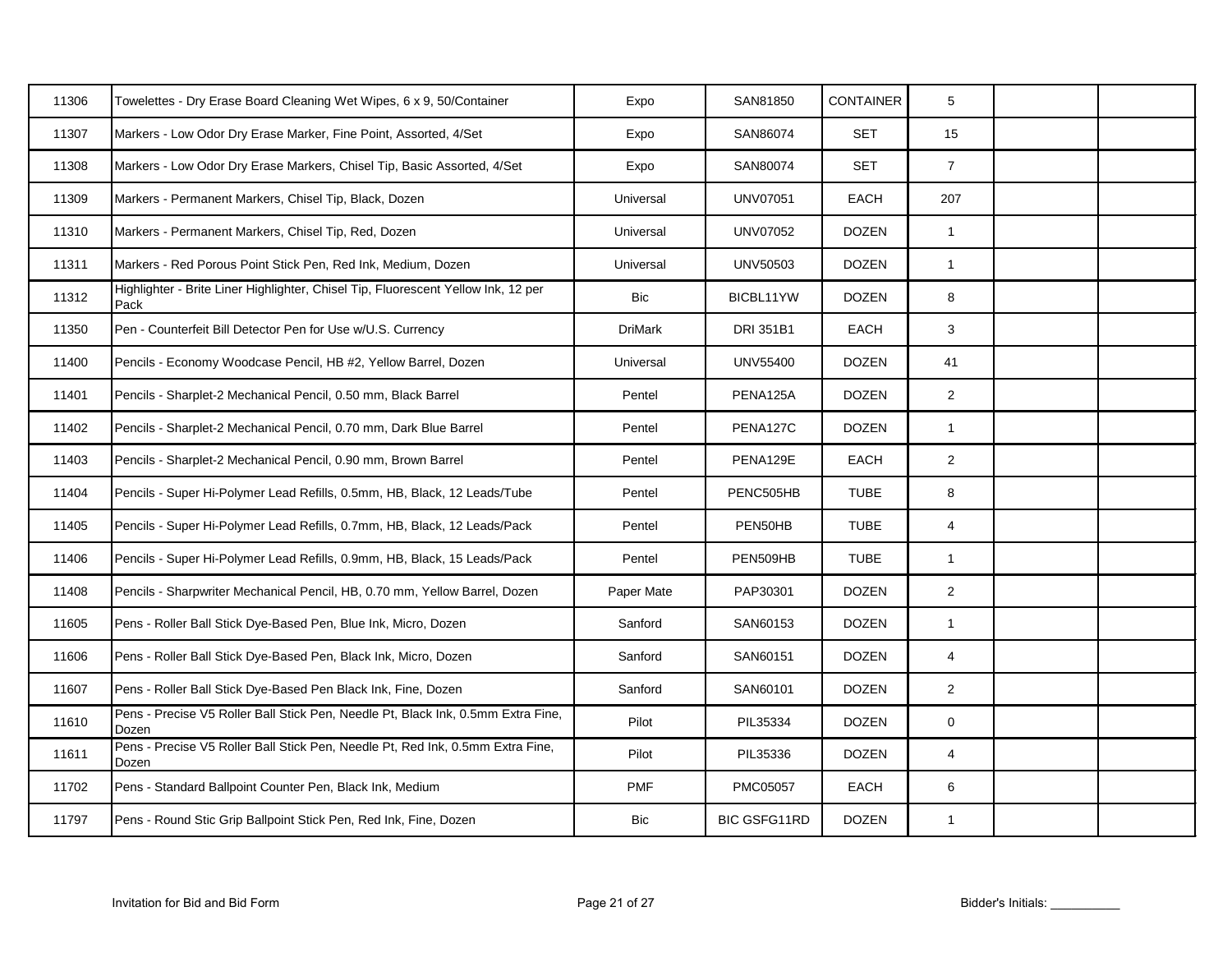| | | | | | | | |
|---|---|---|---|---|---|---|---|
| 11306 | Towelettes - Dry Erase Board Cleaning Wet Wipes, 6 x 9, 50/Container | Expo | SAN81850 | CONTAINER | 5 | | |
| 11307 | Markers - Low Odor Dry Erase Marker, Fine Point, Assorted, 4/Set | Expo | SAN86074 | SET | 15 | | |
| 11308 | Markers - Low Odor Dry Erase Markers, Chisel Tip, Basic Assorted, 4/Set | Expo | SAN80074 | SET | 7 | | |
| 11309 | Markers - Permanent Markers, Chisel Tip, Black, Dozen | Universal | UNV07051 | EACH | 207 | | |
| 11310 | Markers - Permanent Markers, Chisel Tip, Red, Dozen | Universal | UNV07052 | DOZEN | 1 | | |
| 11311 | Markers - Red Porous Point Stick Pen, Red Ink, Medium, Dozen | Universal | UNV50503 | DOZEN | 1 | | |
| 11312 | Highlighter - Brite Liner Highlighter, Chisel Tip, Fluorescent Yellow Ink, 12 per Pack | Bic | BICBL11YW | DOZEN | 8 | | |
| 11350 | Pen - Counterfeit Bill Detector Pen for Use w/U.S. Currency | DriMark | DRI 351B1 | EACH | 3 | | |
| 11400 | Pencils - Economy Woodcase Pencil, HB #2, Yellow Barrel, Dozen | Universal | UNV55400 | DOZEN | 41 | | |
| 11401 | Pencils - Sharplet-2 Mechanical Pencil, 0.50 mm, Black Barrel | Pentel | PENA125A | DOZEN | 2 | | |
| 11402 | Pencils - Sharplet-2 Mechanical Pencil, 0.70 mm, Dark Blue Barrel | Pentel | PENA127C | DOZEN | 1 | | |
| 11403 | Pencils - Sharplet-2 Mechanical Pencil, 0.90 mm, Brown Barrel | Pentel | PENA129E | EACH | 2 | | |
| 11404 | Pencils - Super Hi-Polymer Lead Refills, 0.5mm, HB, Black, 12 Leads/Tube | Pentel | PENC505HB | TUBE | 8 | | |
| 11405 | Pencils - Super Hi-Polymer Lead Refills, 0.7mm, HB, Black, 12 Leads/Pack | Pentel | PEN50HB | TUBE | 4 | | |
| 11406 | Pencils - Super Hi-Polymer Lead Refills, 0.9mm, HB, Black, 15 Leads/Pack | Pentel | PEN509HB | TUBE | 1 | | |
| 11408 | Pencils - Sharpwriter Mechanical Pencil, HB, 0.70 mm, Yellow Barrel, Dozen | Paper Mate | PAP30301 | DOZEN | 2 | | |
| 11605 | Pens - Roller Ball Stick Dye-Based Pen, Blue Ink, Micro, Dozen | Sanford | SAN60153 | DOZEN | 1 | | |
| 11606 | Pens - Roller Ball Stick Dye-Based Pen, Black Ink, Micro, Dozen | Sanford | SAN60151 | DOZEN | 4 | | |
| 11607 | Pens - Roller Ball Stick Dye-Based Pen Black Ink, Fine, Dozen | Sanford | SAN60101 | DOZEN | 2 | | |
| 11610 | Pens - Precise V5 Roller Ball Stick Pen, Needle Pt, Black Ink, 0.5mm Extra Fine, Dozen | Pilot | PIL35334 | DOZEN | 0 | | |
| 11611 | Pens - Precise V5 Roller Ball Stick Pen, Needle Pt, Red Ink, 0.5mm Extra Fine, Dozen | Pilot | PIL35336 | DOZEN | 4 | | |
| 11702 | Pens - Standard Ballpoint Counter Pen, Black Ink, Medium | PMF | PMC05057 | EACH | 6 | | |
| 11797 | Pens - Round Stic Grip Ballpoint Stick Pen, Red Ink, Fine, Dozen | Bic | BIC GSFG11RD | DOZEN | 1 | | |

Invitation for Bid and Bid Form

Bidder's Initials: ___________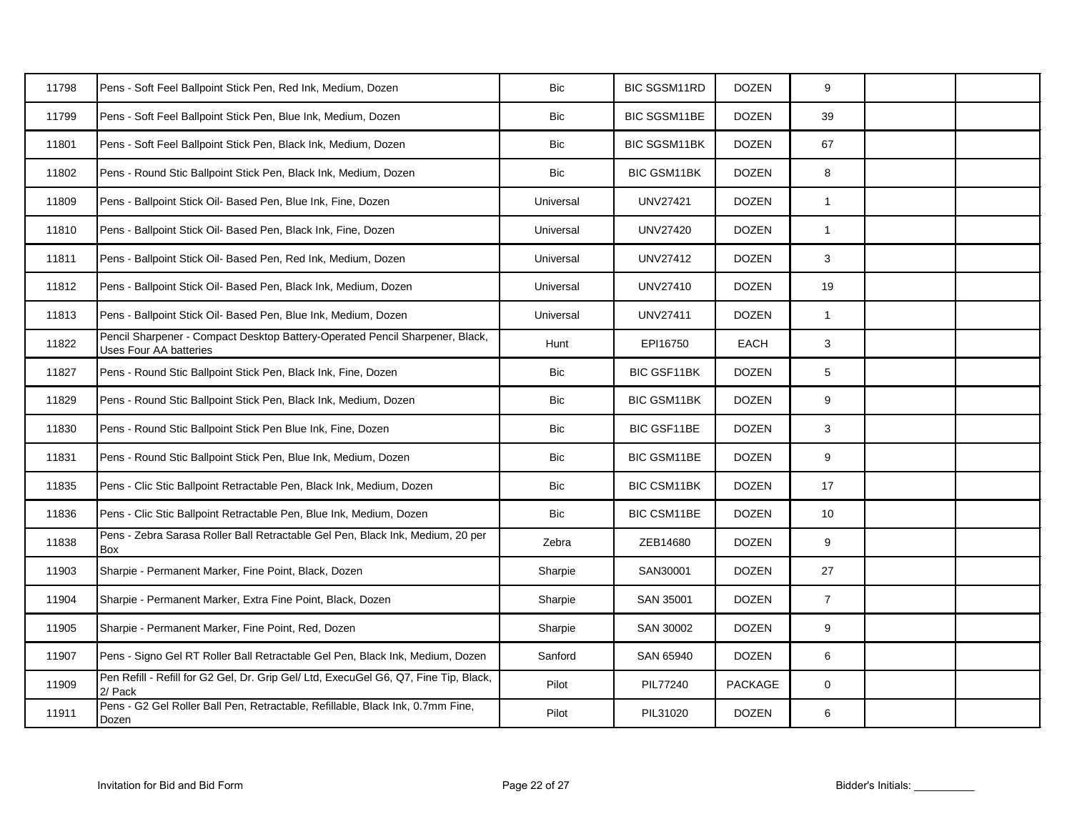| | | | | | | | |
|---|---|---|---|---|---|---|---|
| 11798 | Pens - Soft Feel Ballpoint Stick Pen, Red Ink, Medium, Dozen | Bic | BIC SGSM11RD | DOZEN | 9 | | |
| 11799 | Pens - Soft Feel Ballpoint Stick Pen, Blue Ink, Medium, Dozen | Bic | BIC SGSM11BE | DOZEN | 39 | | |
| 11801 | Pens - Soft Feel Ballpoint Stick Pen, Black Ink, Medium, Dozen | Bic | BIC SGSM11BK | DOZEN | 67 | | |
| 11802 | Pens - Round Stic Ballpoint Stick Pen, Black Ink, Medium, Dozen | Bic | BIC GSM11BK | DOZEN | 8 | | |
| 11809 | Pens - Ballpoint Stick Oil- Based Pen, Blue Ink, Fine, Dozen | Universal | UNV27421 | DOZEN | 1 | | |
| 11810 | Pens - Ballpoint Stick Oil- Based Pen, Black Ink, Fine, Dozen | Universal | UNV27420 | DOZEN | 1 | | |
| 11811 | Pens - Ballpoint Stick Oil- Based Pen, Red Ink, Medium, Dozen | Universal | UNV27412 | DOZEN | 3 | | |
| 11812 | Pens - Ballpoint Stick Oil- Based Pen, Black Ink, Medium, Dozen | Universal | UNV27410 | DOZEN | 19 | | |
| 11813 | Pens - Ballpoint Stick Oil- Based Pen, Blue Ink, Medium, Dozen | Universal | UNV27411 | DOZEN | 1 | | |
| 11822 | Pencil Sharpener - Compact Desktop Battery-Operated Pencil Sharpener, Black, Uses Four AA batteries | Hunt | EPI16750 | EACH | 3 | | |
| 11827 | Pens - Round Stic Ballpoint Stick Pen, Black Ink, Fine, Dozen | Bic | BIC GSF11BK | DOZEN | 5 | | |
| 11829 | Pens - Round Stic Ballpoint Stick Pen, Black Ink, Medium, Dozen | Bic | BIC GSM11BK | DOZEN | 9 | | |
| 11830 | Pens - Round Stic Ballpoint Stick Pen Blue Ink, Fine, Dozen | Bic | BIC GSF11BE | DOZEN | 3 | | |
| 11831 | Pens - Round Stic Ballpoint Stick Pen, Blue Ink, Medium, Dozen | Bic | BIC GSM11BE | DOZEN | 9 | | |
| 11835 | Pens - Clic Stic Ballpoint Retractable Pen, Black Ink, Medium, Dozen | Bic | BIC CSM11BK | DOZEN | 17 | | |
| 11836 | Pens - Clic Stic Ballpoint Retractable Pen, Blue Ink, Medium, Dozen | Bic | BIC CSM11BE | DOZEN | 10 | | |
| 11838 | Pens - Zebra Sarasa Roller Ball Retractable Gel Pen, Black Ink, Medium, 20 per Box | Zebra | ZEB14680 | DOZEN | 9 | | |
| 11903 | Sharpie - Permanent Marker, Fine Point, Black, Dozen | Sharpie | SAN30001 | DOZEN | 27 | | |
| 11904 | Sharpie - Permanent Marker, Extra Fine Point, Black, Dozen | Sharpie | SAN 35001 | DOZEN | 7 | | |
| 11905 | Sharpie - Permanent Marker, Fine Point, Red, Dozen | Sharpie | SAN 30002 | DOZEN | 9 | | |
| 11907 | Pens - Signo Gel RT Roller Ball Retractable Gel Pen, Black Ink, Medium, Dozen | Sanford | SAN 65940 | DOZEN | 6 | | |
| 11909 | Pen Refill - Refill for G2 Gel, Dr. Grip Gel/ Ltd, ExecuGel G6, Q7, Fine Tip, Black, 2/ Pack | Pilot | PIL77240 | PACKAGE | 0 | | |
| 11911 | Pens - G2 Gel Roller Ball Pen, Retractable, Refillable, Black Ink, 0.7mm Fine, Dozen | Pilot | PIL31020 | DOZEN | 6 | | |

Bidder's Initials: ___________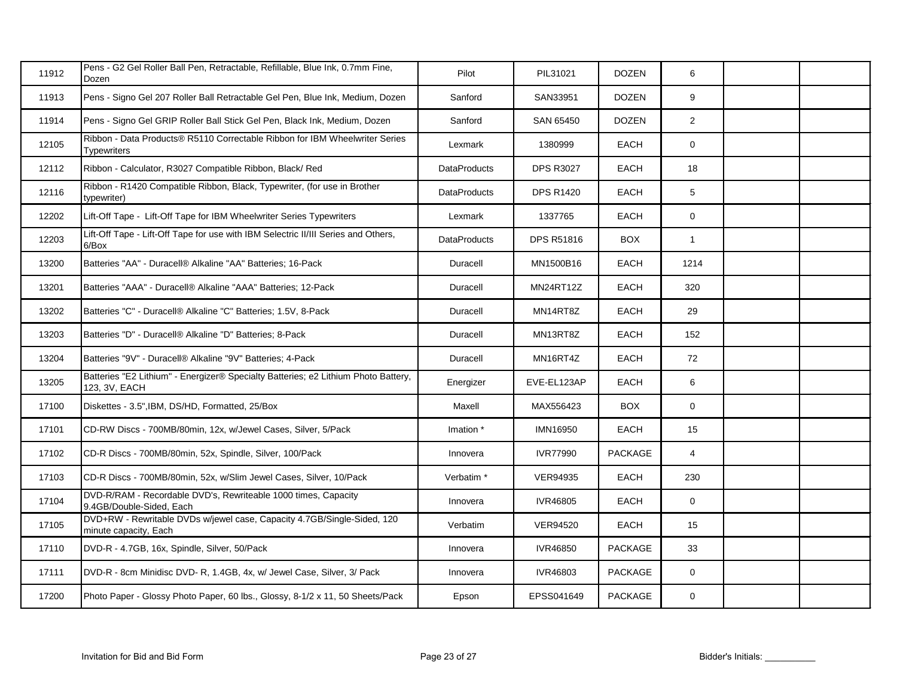| | | | | | | | |
|---|---|---|---|---|---|---|---|
| 11912 | Pens - G2 Gel Roller Ball Pen, Retractable, Refillable, Blue Ink, 0.7mm Fine, Dozen | Pilot | PIL31021 | DOZEN | 6 | | |
| 11913 | Pens - Signo Gel 207 Roller Ball Retractable Gel Pen, Blue Ink, Medium, Dozen | Sanford | SAN33951 | DOZEN | 9 | | |
| 11914 | Pens - Signo Gel GRIP Roller Ball Stick Gel Pen, Black Ink, Medium, Dozen | Sanford | SAN 65450 | DOZEN | 2 | | |
| 12105 | Ribbon - Data Products® R5110 Correctable Ribbon for IBM Wheelwriter Series Typewriters | Lexmark | 1380999 | EACH | 0 | | |
| 12112 | Ribbon - Calculator, R3027 Compatible Ribbon, Black/ Red | DataProducts | DPS R3027 | EACH | 18 | | |
| 12116 | Ribbon - R1420 Compatible Ribbon, Black, Typewriter, (for use in Brother typewriter) | DataProducts | DPS R1420 | EACH | 5 | | |
| 12202 | Lift-Off Tape - Lift-Off Tape for IBM Wheelwriter Series Typewriters | Lexmark | 1337765 | EACH | 0 | | |
| 12203 | Lift-Off Tape - Lift-Off Tape for use with IBM Selectric II/III Series and Others, 6/Box | DataProducts | DPS R51816 | BOX | 1 | | |
| 13200 | Batteries "AA" - Duracell® Alkaline "AA" Batteries; 16-Pack | Duracell | MN1500B16 | EACH | 1214 | | |
| 13201 | Batteries "AAA" - Duracell® Alkaline "AAA" Batteries; 12-Pack | Duracell | MN24RT12Z | EACH | 320 | | |
| 13202 | Batteries "C" - Duracell® Alkaline "C" Batteries; 1.5V, 8-Pack | Duracell | MN14RT8Z | EACH | 29 | | |
| 13203 | Batteries "D" - Duracell® Alkaline "D" Batteries; 8-Pack | Duracell | MN13RT8Z | EACH | 152 | | |
| 13204 | Batteries "9V" - Duracell® Alkaline "9V" Batteries; 4-Pack | Duracell | MN16RT4Z | EACH | 72 | | |
| 13205 | Batteries "E2 Lithium" - Energizer® Specialty Batteries; e2 Lithium Photo Battery, 123, 3V, EACH | Energizer | EVE-EL123AP | EACH | 6 | | |
| 17100 | Diskettes - 3.5",IBM, DS/HD, Formatted, 25/Box | Maxell | MAX556423 | BOX | 0 | | |
| 17101 | CD-RW Discs - 700MB/80min, 12x, w/Jewel Cases, Silver, 5/Pack | Imation * | IMN16950 | EACH | 15 | | |
| 17102 | CD-R Discs - 700MB/80min, 52x, Spindle, Silver, 100/Pack | Innovera | IVR77990 | PACKAGE | 4 | | |
| 17103 | CD-R Discs - 700MB/80min, 52x, w/Slim Jewel Cases, Silver, 10/Pack | Verbatim * | VER94935 | EACH | 230 | | |
| 17104 | DVD-R/RAM - Recordable DVD's, Rewriteable 1000 times, Capacity 9.4GB/Double-Sided, Each | Innovera | IVR46805 | EACH | 0 | | |
| 17105 | DVD+RW - Rewritable DVDs w/jewel case, Capacity 4.7GB/Single-Sided, 120 minute capacity, Each | Verbatim | VER94520 | EACH | 15 | | |
| 17110 | DVD-R - 4.7GB, 16x, Spindle, Silver, 50/Pack | Innovera | IVR46850 | PACKAGE | 33 | | |
| 17111 | DVD-R - 8cm Minidisc DVD- R, 1.4GB, 4x, w/ Jewel Case, Silver, 3/ Pack | Innovera | IVR46803 | PACKAGE | 0 | | |
| 17200 | Photo Paper - Glossy Photo Paper, 60 lbs., Glossy, 8-1/2 x 11, 50 Sheets/Pack | Epson | EPSS041649 | PACKAGE | 0 | | |

Invitation for Bid and Bid Form

Bidder's Initials: ___________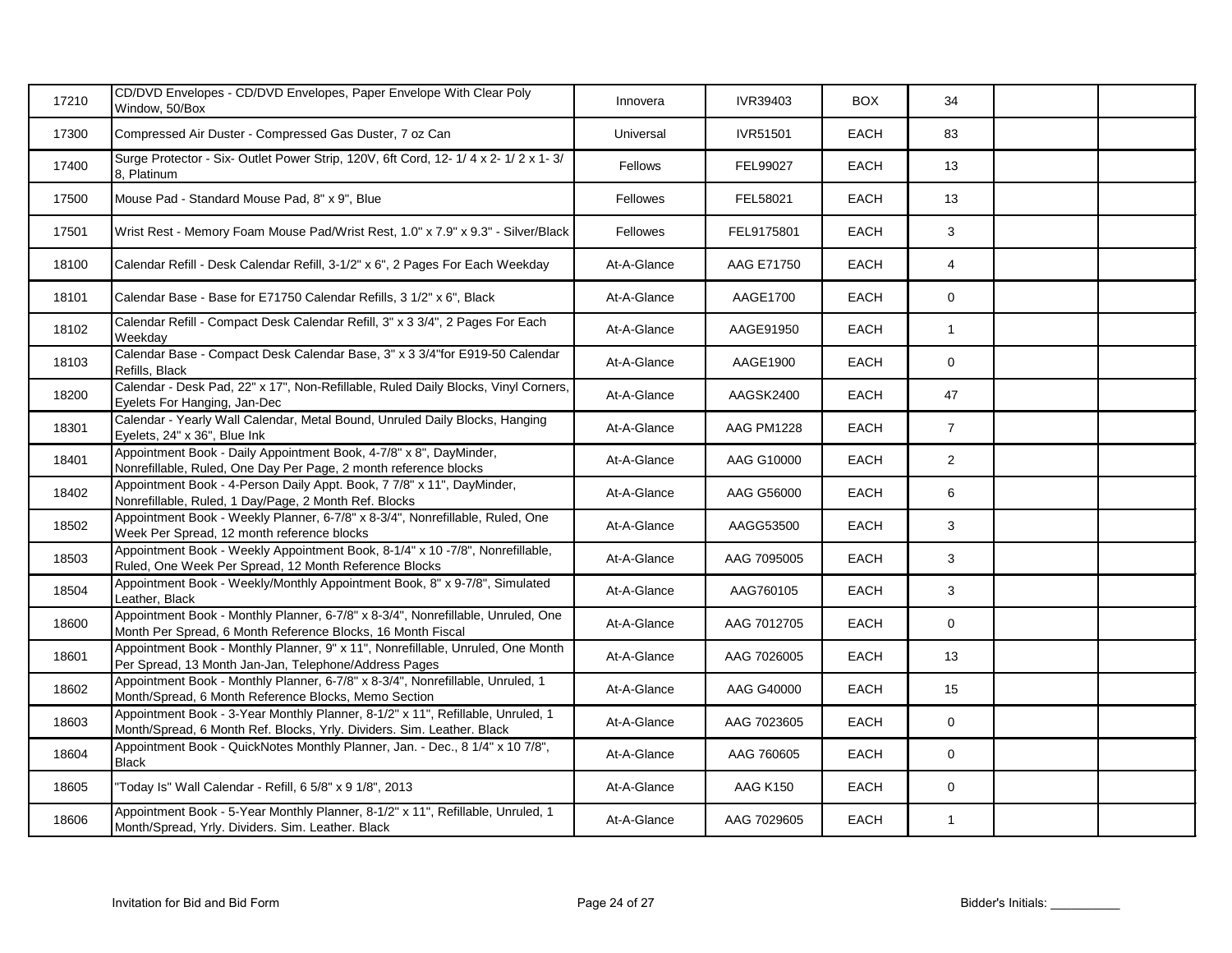| | | | | | | | |
|---|---|---|---|---|---|---|---|
| 17210 | CD/DVD Envelopes - CD/DVD Envelopes, Paper Envelope With Clear Poly Window, 50/Box | Innovera | IVR39403 | BOX | 34 | | |
| 17300 | Compressed Air Duster - Compressed Gas Duster, 7 oz Can | Universal | IVR51501 | EACH | 83 | | |
| 17400 | Surge Protector - Six- Outlet Power Strip, 120V, 6ft Cord, 12- 1/ 4 x 2- 1/ 2 x 1- 3/ 8, Platinum | Fellows | FEL99027 | EACH | 13 | | |
| 17500 | Mouse Pad - Standard Mouse Pad, 8" x 9", Blue | Fellowes | FEL58021 | EACH | 13 | | |
| 17501 | Wrist Rest - Memory Foam Mouse Pad/Wrist Rest, 1.0" x 7.9" x 9.3" - Silver/Black | Fellowes | FEL9175801 | EACH | 3 | | |
| 18100 | Calendar Refill - Desk Calendar Refill, 3-1/2" x 6", 2 Pages For Each Weekday | At-A-Glance | AAG E71750 | EACH | 4 | | |
| 18101 | Calendar Base - Base for E71750 Calendar Refills, 3 1/2" x 6", Black | At-A-Glance | AAGE1700 | EACH | 0 | | |
| 18102 | Calendar Refill - Compact Desk Calendar Refill, 3" x 3 3/4", 2 Pages For Each Weekday | At-A-Glance | AAGE91950 | EACH | 1 | | |
| 18103 | Calendar Base - Compact Desk Calendar Base, 3" x 3 3/4"for E919-50 Calendar Refills, Black | At-A-Glance | AAGE1900 | EACH | 0 | | |
| 18200 | Calendar - Desk Pad, 22" x 17", Non-Refillable, Ruled Daily Blocks, Vinyl Corners, Eyelets For Hanging, Jan-Dec | At-A-Glance | AAGSK2400 | EACH | 47 | | |
| 18301 | Calendar - Yearly Wall Calendar, Metal Bound, Unruled Daily Blocks, Hanging Eyelets, 24" x 36", Blue Ink | At-A-Glance | AAG PM1228 | EACH | 7 | | |
| 18401 | Appointment Book - Daily Appointment Book, 4-7/8" x 8", DayMinder, Nonrefillable, Ruled, One Day Per Page, 2 month reference blocks | At-A-Glance | AAG G10000 | EACH | 2 | | |
| 18402 | Appointment Book - 4-Person Daily Appt. Book, 7 7/8" x 11", DayMinder, Nonrefillable, Ruled, 1 Day/Page, 2 Month Ref. Blocks | At-A-Glance | AAG G56000 | EACH | 6 | | |
| 18502 | Appointment Book - Weekly Planner, 6-7/8" x 8-3/4", Nonrefillable, Ruled, One Week Per Spread, 12 month reference blocks | At-A-Glance | AAGG53500 | EACH | 3 | | |
| 18503 | Appointment Book - Weekly Appointment Book, 8-1/4" x 10 -7/8", Nonrefillable, Ruled, One Week Per Spread, 12 Month Reference Blocks | At-A-Glance | AAG 7095005 | EACH | 3 | | |
| 18504 | Appointment Book - Weekly/Monthly Appointment Book, 8" x 9-7/8", Simulated Leather, Black | At-A-Glance | AAG760105 | EACH | 3 | | |
| 18600 | Appointment Book - Monthly Planner, 6-7/8" x 8-3/4", Nonrefillable, Unruled, One Month Per Spread, 6 Month Reference Blocks, 16 Month Fiscal | At-A-Glance | AAG 7012705 | EACH | 0 | | |
| 18601 | Appointment Book - Monthly Planner, 9" x 11", Nonrefillable, Unruled, One Month Per Spread, 13 Month Jan-Jan, Telephone/Address Pages | At-A-Glance | AAG 7026005 | EACH | 13 | | |
| 18602 | Appointment Book - Monthly Planner, 6-7/8" x 8-3/4", Nonrefillable, Unruled, 1 Month/Spread, 6 Month Reference Blocks, Memo Section | At-A-Glance | AAG G40000 | EACH | 15 | | |
| 18603 | Appointment Book - 3-Year Monthly Planner, 8-1/2" x 11", Refillable, Unruled, 1 Month/Spread, 6 Month Ref. Blocks, Yrly. Dividers. Sim. Leather. Black | At-A-Glance | AAG 7023605 | EACH | 0 | | |
| 18604 | Appointment Book - QuickNotes Monthly Planner, Jan. - Dec., 8 1/4" x 10 7/8", Black | At-A-Glance | AAG 760605 | EACH | 0 | | |
| 18605 | "Today Is" Wall Calendar - Refill, 6 5/8" x 9 1/8", 2013 | At-A-Glance | AAG K150 | EACH | 0 | | |
| 18606 | Appointment Book - 5-Year Monthly Planner, 8-1/2" x 11", Refillable, Unruled, 1 Month/Spread, Yrly. Dividers. Sim. Leather. Black | At-A-Glance | AAG 7029605 | EACH | 1 | | |

Invitation for Bid and Bid Form

Bidder's Initials: ___________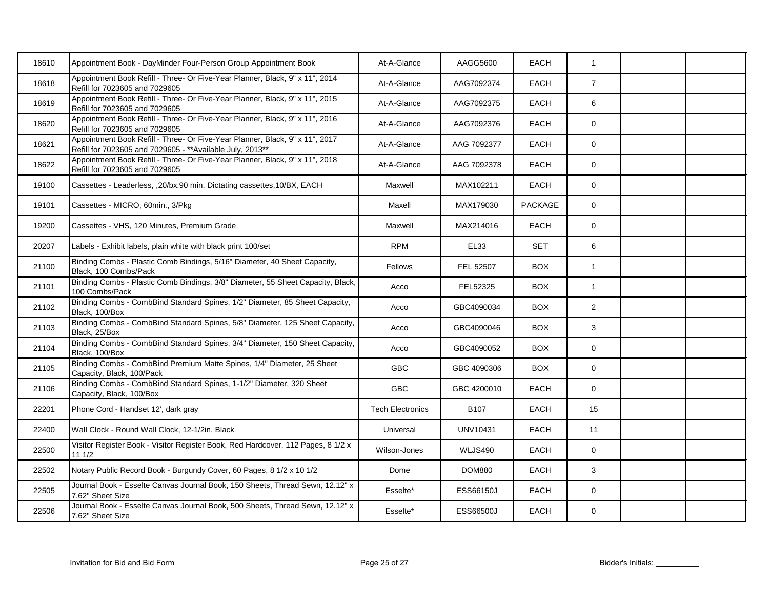| | | | | | | | |
|---|---|---|---|---|---|---|---|
| 18610 | Appointment Book - DayMinder Four-Person Group Appointment Book | At-A-Glance | AAGG5600 | EACH | 1 | | |
| 18618 | Appointment Book Refill - Three- Or Five-Year Planner, Black, 9" x 11", 2014 Refill for 7023605 and 7029605 | At-A-Glance | AAG7092374 | EACH | 7 | | |
| 18619 | Appointment Book Refill - Three- Or Five-Year Planner, Black, 9" x 11", 2015 Refill for 7023605 and 7029605 | At-A-Glance | AAG7092375 | EACH | 6 | | |
| 18620 | Appointment Book Refill - Three- Or Five-Year Planner, Black, 9" x 11", 2016 Refill for 7023605 and 7029605 | At-A-Glance | AAG7092376 | EACH | 0 | | |
| 18621 | Appointment Book Refill - Three- Or Five-Year Planner, Black, 9" x 11", 2017 Refill for 7023605 and 7029605 - **Available July, 2013** | At-A-Glance | AAG 7092377 | EACH | 0 | | |
| 18622 | Appointment Book Refill - Three- Or Five-Year Planner, Black, 9" x 11", 2018 Refill for 7023605 and 7029605 | At-A-Glance | AAG 7092378 | EACH | 0 | | |
| 19100 | Cassettes - Leaderless, ,20/bx.90 min. Dictating cassettes,10/BX, EACH | Maxwell | MAX102211 | EACH | 0 | | |
| 19101 | Cassettes - MICRO, 60min., 3/Pkg | Maxell | MAX179030 | PACKAGE | 0 | | |
| 19200 | Cassettes - VHS, 120 Minutes, Premium Grade | Maxwell | MAX214016 | EACH | 0 | | |
| 20207 | Labels - Exhibit labels, plain white with black print 100/set | RPM | EL33 | SET | 6 | | |
| 21100 | Binding Combs - Plastic Comb Bindings, 5/16" Diameter, 40 Sheet Capacity, Black, 100 Combs/Pack | Fellows | FEL 52507 | BOX | 1 | | |
| 21101 | Binding Combs - Plastic Comb Bindings, 3/8" Diameter, 55 Sheet Capacity, Black, 100 Combs/Pack | Acco | FEL52325 | BOX | 1 | | |
| 21102 | Binding Combs - CombBind Standard Spines, 1/2" Diameter, 85 Sheet Capacity, Black, 100/Box | Acco | GBC4090034 | BOX | 2 | | |
| 21103 | Binding Combs - CombBind Standard Spines, 5/8" Diameter, 125 Sheet Capacity, Black, 25/Box | Acco | GBC4090046 | BOX | 3 | | |
| 21104 | Binding Combs - CombBind Standard Spines, 3/4" Diameter, 150 Sheet Capacity, Black, 100/Box | Acco | GBC4090052 | BOX | 0 | | |
| 21105 | Binding Combs - CombBind Premium Matte Spines, 1/4" Diameter, 25 Sheet Capacity, Black, 100/Pack | GBC | GBC 4090306 | BOX | 0 | | |
| 21106 | Binding Combs - CombBind Standard Spines, 1-1/2" Diameter, 320 Sheet Capacity, Black, 100/Box | GBC | GBC 4200010 | EACH | 0 | | |
| 22201 | Phone Cord - Handset 12', dark gray | Tech Electronics | B107 | EACH | 15 | | |
| 22400 | Wall Clock - Round Wall Clock, 12-1/2in, Black | Universal | UNV10431 | EACH | 11 | | |
| 22500 | Visitor Register Book - Visitor Register Book, Red Hardcover, 112 Pages, 8 1/2 x 11 1/2 | Wilson-Jones | WLJS490 | EACH | 0 | | |
| 22502 | Notary Public Record Book - Burgundy Cover, 60 Pages, 8 1/2 x 10 1/2 | Dome | DOM880 | EACH | 3 | | |
| 22505 | Journal Book - Esselte Canvas Journal Book, 150 Sheets, Thread Sewn, 12.12" x 7.62" Sheet Size | Esselte* | ESS66150J | EACH | 0 | | |
| 22506 | Journal Book - Esselte Canvas Journal Book, 500 Sheets, Thread Sewn, 12.12" x 7.62" Sheet Size | Esselte* | ESS66500J | EACH | 0 | | |

Invitation for Bid and Bid Form

Bidder's Initials: ___________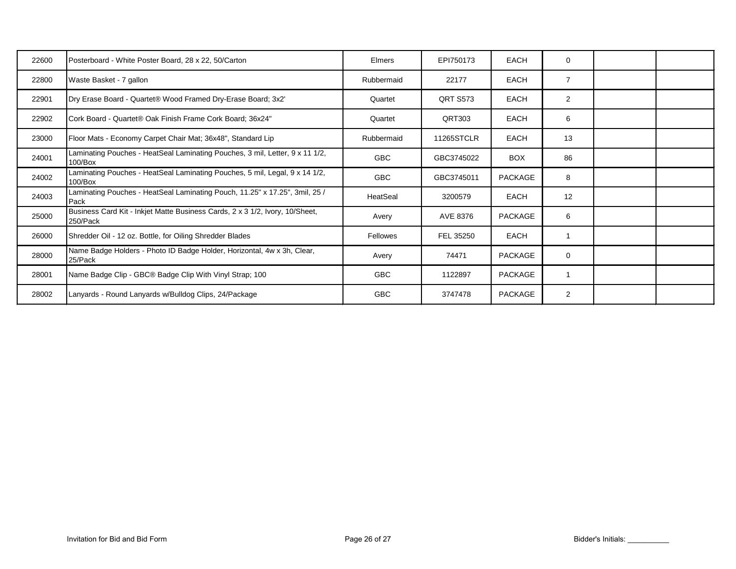| | | | | | | | |
|---|---|---|---|---|---|---|---|
| 22600 | Posterboard - White Poster Board, 28 x 22, 50/Carton | Elmers | EPI750173 | EACH | 0 | | |
| 22800 | Waste Basket - 7 gallon | Rubbermaid | 22177 | EACH | 7 | | |
| 22901 | Dry Erase Board - Quartet® Wood Framed Dry-Erase Board; 3x2' | Quartet | QRT S573 | EACH | 2 | | |
| 22902 | Cork Board - Quartet® Oak Finish Frame Cork Board; 36x24" | Quartet | QRT303 | EACH | 6 | | |
| 23000 | Floor Mats - Economy Carpet Chair Mat; 36x48", Standard Lip | Rubbermaid | 11265STCLR | EACH | 13 | | |
| 24001 | Laminating Pouches - HeatSeal Laminating Pouches, 3 mil, Letter, 9 x 11 1/2, 100/Box | GBC | GBC3745022 | BOX | 86 | | |
| 24002 | Laminating Pouches - HeatSeal Laminating Pouches, 5 mil, Legal, 9 x 14 1/2, 100/Box | GBC | GBC3745011 | PACKAGE | 8 | | |
| 24003 | Laminating Pouches - HeatSeal Laminating Pouch, 11.25" x 17.25", 3mil, 25 / Pack | HeatSeal | 3200579 | EACH | 12 | | |
| 25000 | Business Card Kit - Inkjet Matte Business Cards, 2 x 3 1/2, Ivory, 10/Sheet, 250/Pack | Avery | AVE 8376 | PACKAGE | 6 | | |
| 26000 | Shredder Oil - 12 oz. Bottle, for Oiling Shredder Blades | Fellowes | FEL 35250 | EACH | 1 | | |
| 28000 | Name Badge Holders - Photo ID Badge Holder, Horizontal, 4w x 3h, Clear, 25/Pack | Avery | 74471 | PACKAGE | 0 | | |
| 28001 | Name Badge Clip - GBC® Badge Clip With Vinyl Strap; 100 | GBC | 1122897 | PACKAGE | 1 | | |
| 28002 | Lanyards - Round Lanyards w/Bulldog Clips, 24/Package | GBC | 3747478 | PACKAGE | 2 | | |

Invitation for Bid and Bid Form

Bidder's Initials: ___________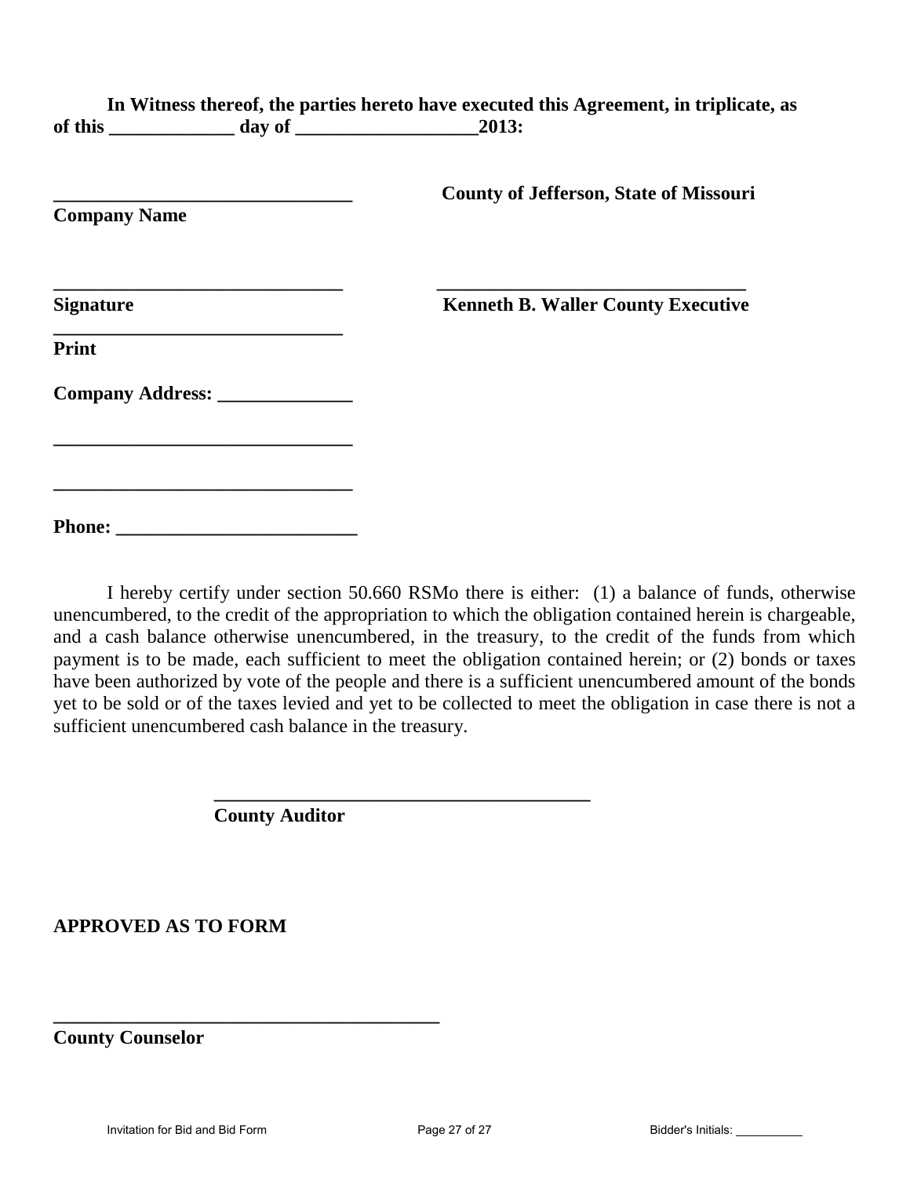**In Witness thereof, the parties hereto have executed this Agreement, in triplicate, as of this _____________ day of ___________________2013:**

| | |
|---|---|
| _______________________________ | **County of Jefferson, State of Missouri** |
| **Company Name** | |
| _______________________________ | _______________________________ |
| **Signature** | **Kenneth B. Waller County Executive** |
| _______________________________ | |
| **Print** | |

**Company Address: ______________**

**_______________________________**

**_______________________________**

**Phone: _________________________**

I hereby certify under section 50.660 RSMo there is either: (1) a balance of funds, otherwise unencumbered, to the credit of the appropriation to which the obligation contained herein is chargeable, and a cash balance otherwise unencumbered, in the treasury, to the credit of the funds from which payment is to be made, each sufficient to meet the obligation contained herein; or (2) bonds or taxes have been authorized by vote of the people and there is a sufficient unencumbered amount of the bonds yet to be sold or of the taxes levied and yet to be collected to meet the obligation in case there is not a sufficient unencumbered cash balance in the treasury.

_______________________________________

**County Auditor**

**APPROVED AS TO FORM**

_______________________________________

**County Counselor**

Bidder's Initials: __________